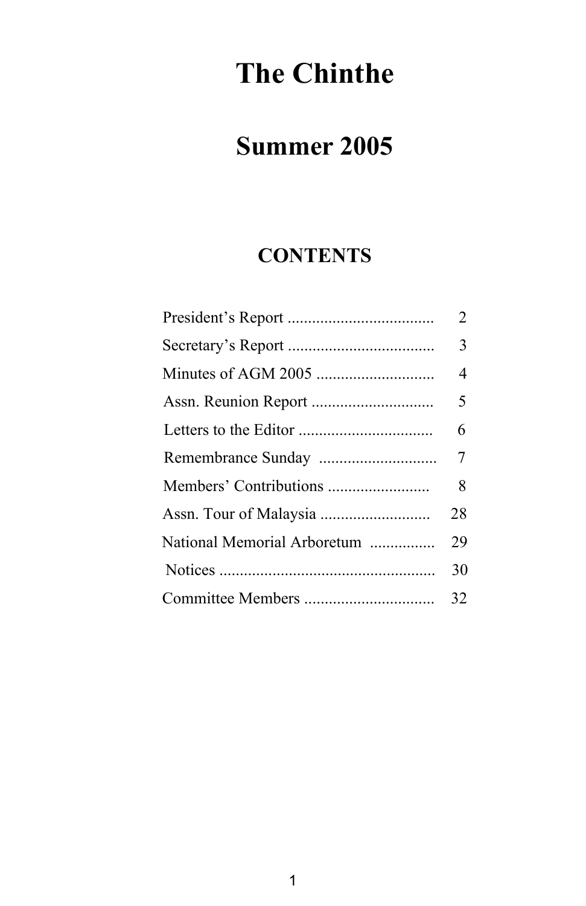# The Chinthe

## Summer 2005

### CONTENTS

| | |
|---|---|
| President's Report .................................... | 2 |
| Secretary's Report .................................... | 3 |
| Minutes of AGM 2005 ............................. | 4 |
| Assn. Reunion Report .............................. | 5 |
| Letters to the Editor ................................. | 6 |
| Remembrance Sunday ............................. | 7 |
| Members' Contributions ......................... | 8 |
| Assn. Tour of Malaysia ........................... | 28 |
| National Memorial Arboretum ................ | 29 |
| Notices ..................................................... | 30 |
| Committee Members ................................ | 32 |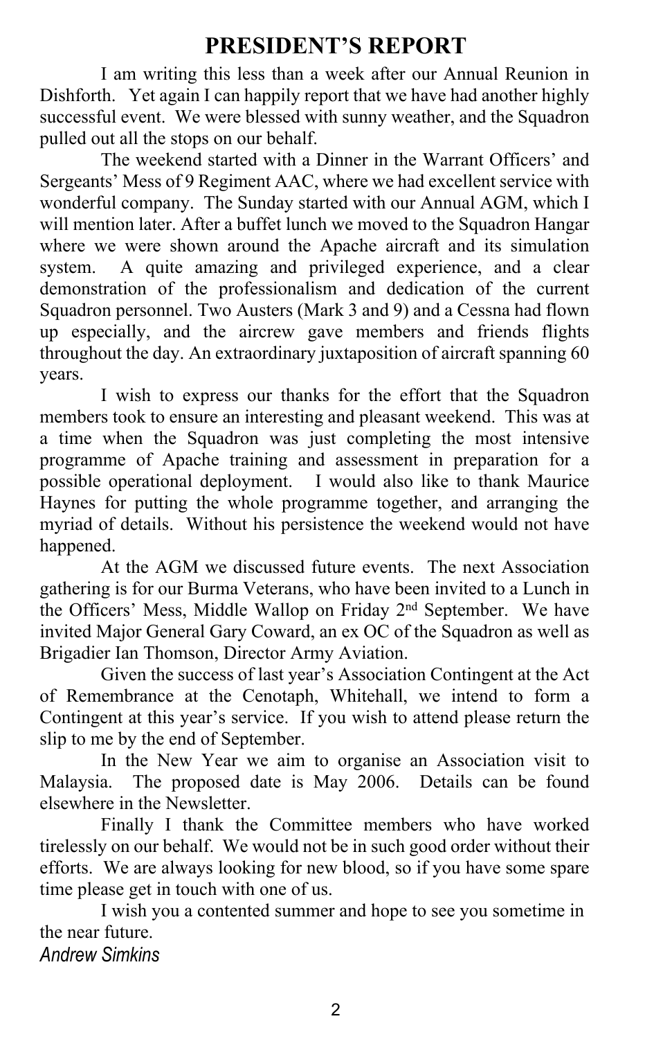# PRESIDENT'S REPORT

I am writing this less than a week after our Annual Reunion in Dishforth. Yet again I can happily report that we have had another highly successful event. We were blessed with sunny weather, and the Squadron pulled out all the stops on our behalf.

The weekend started with a Dinner in the Warrant Officers' and Sergeants' Mess of 9 Regiment AAC, where we had excellent service with wonderful company. The Sunday started with our Annual AGM, which I will mention later. After a buffet lunch we moved to the Squadron Hangar where we were shown around the Apache aircraft and its simulation system. A quite amazing and privileged experience, and a clear demonstration of the professionalism and dedication of the current Squadron personnel. Two Austers (Mark 3 and 9) and a Cessna had flown up especially, and the aircrew gave members and friends flights throughout the day. An extraordinary juxtaposition of aircraft spanning 60 years.

I wish to express our thanks for the effort that the Squadron members took to ensure an interesting and pleasant weekend. This was at a time when the Squadron was just completing the most intensive programme of Apache training and assessment in preparation for a possible operational deployment. I would also like to thank Maurice Haynes for putting the whole programme together, and arranging the myriad of details. Without his persistence the weekend would not have happened.

At the AGM we discussed future events. The next Association gathering is for our Burma Veterans, who have been invited to a Lunch in the Officers' Mess, Middle Wallop on Friday 2nd September. We have invited Major General Gary Coward, an ex OC of the Squadron as well as Brigadier Ian Thomson, Director Army Aviation.

Given the success of last year's Association Contingent at the Act of Remembrance at the Cenotaph, Whitehall, we intend to form a Contingent at this year's service. If you wish to attend please return the slip to me by the end of September.

In the New Year we aim to organise an Association visit to Malaysia. The proposed date is May 2006. Details can be found elsewhere in the Newsletter.

Finally I thank the Committee members who have worked tirelessly on our behalf. We would not be in such good order without their efforts. We are always looking for new blood, so if you have some spare time please get in touch with one of us.

I wish you a contented summer and hope to see you sometime in the near future.

*Andrew Simkins*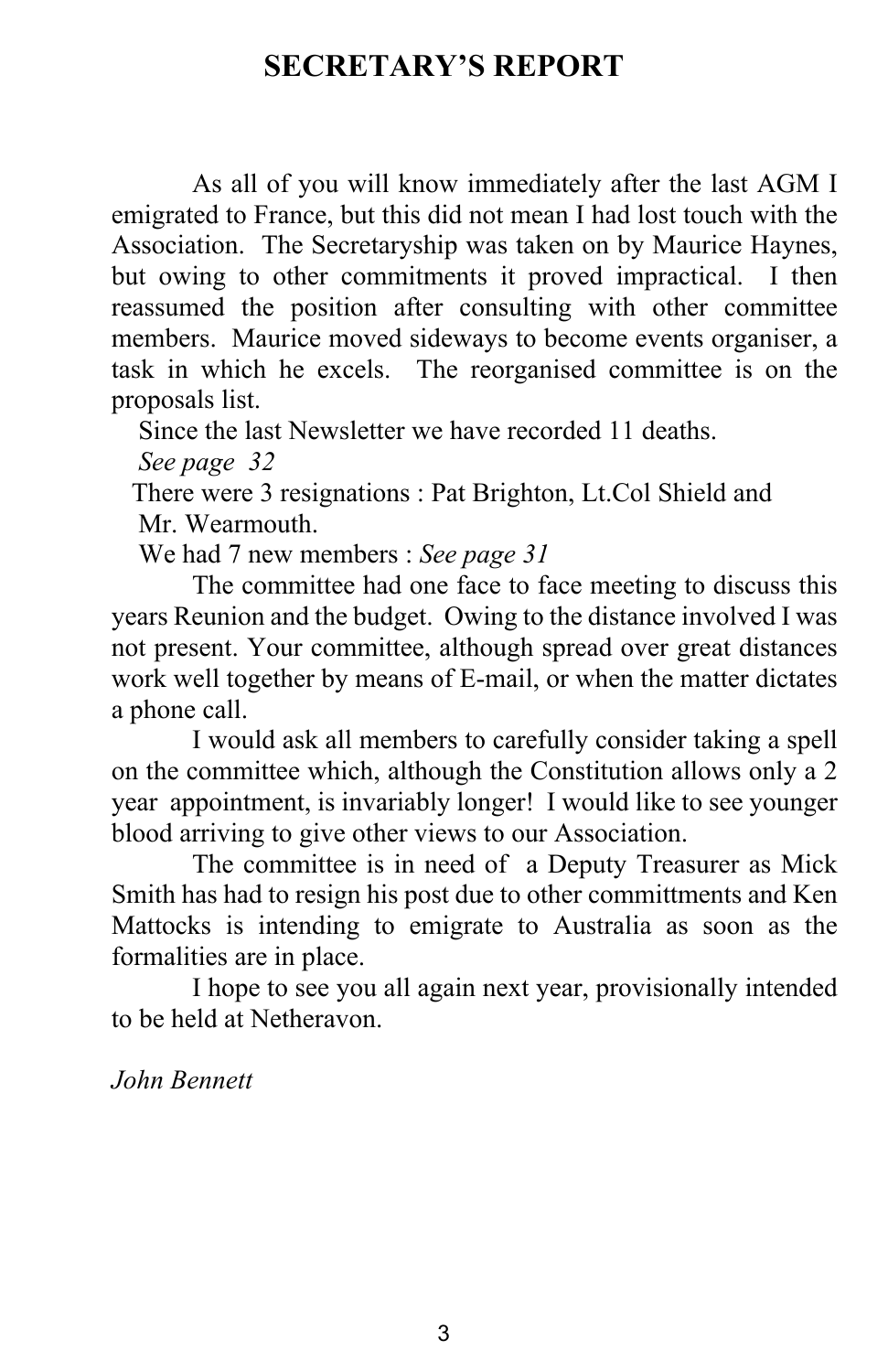# SECRETARY'S REPORT

As all of you will know immediately after the last AGM I emigrated to France, but this did not mean I had lost touch with the Association. The Secretaryship was taken on by Maurice Haynes, but owing to other commitments it proved impractical. I then reassumed the position after consulting with other committee members. Maurice moved sideways to become events organiser, a task in which he excels. The reorganised committee is on the proposals list.

Since the last Newsletter we have recorded 11 deaths.
*See page 32*

There were 3 resignations : Pat Brighton, Lt.Col Shield and Mr. Wearmouth.

We had 7 new members : *See page 31*

The committee had one face to face meeting to discuss this years Reunion and the budget. Owing to the distance involved I was not present. Your committee, although spread over great distances work well together by means of E-mail, or when the matter dictates a phone call.

I would ask all members to carefully consider taking a spell on the committee which, although the Constitution allows only a 2 year appointment, is invariably longer! I would like to see younger blood arriving to give other views to our Association.

The committee is in need of a Deputy Treasurer as Mick Smith has had to resign his post due to other committments and Ken Mattocks is intending to emigrate to Australia as soon as the formalities are in place.

I hope to see you all again next year, provisionally intended to be held at Netheravon.

*John Bennett*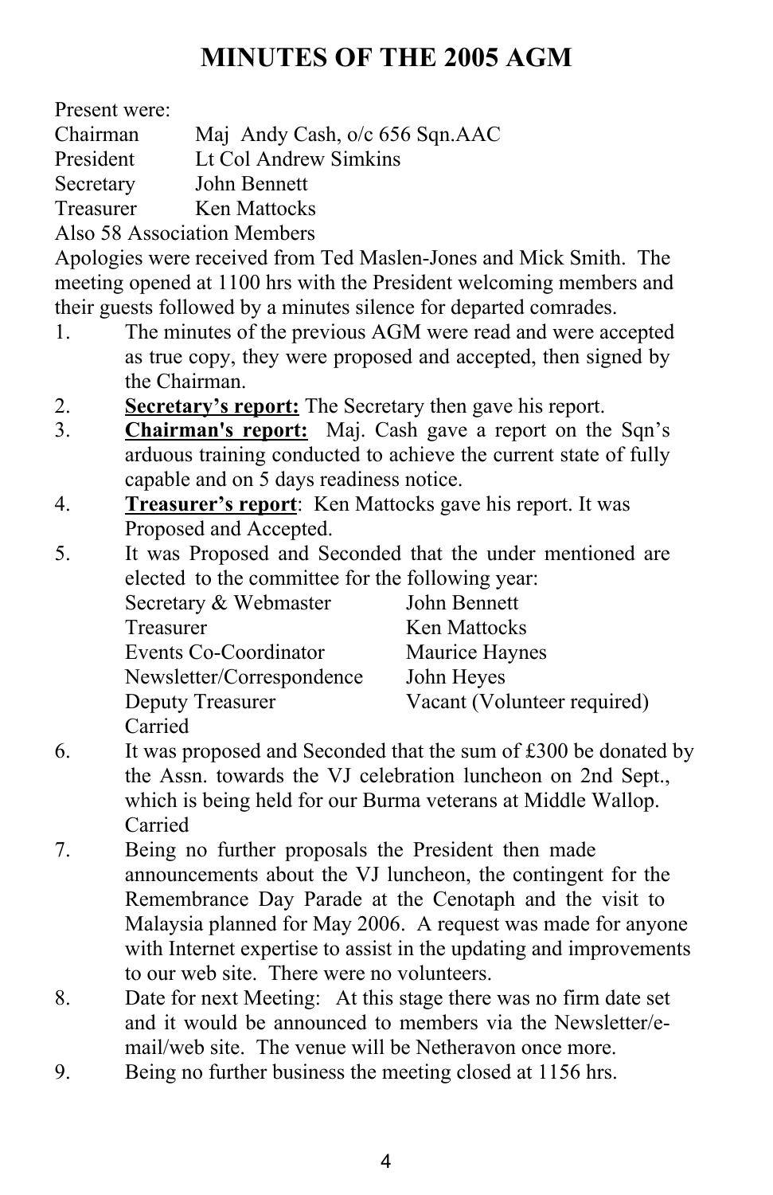# MINUTES OF THE 2005 AGM

Present were:

| | |
|---|---|
| Chairman | Maj Andy Cash, o/c 656 Sqn.AAC |
| President | Lt Col Andrew Simkins |
| Secretary | John Bennett |
| Treasurer | Ken Mattocks |

Also 58 Association Members

Apologies were received from Ted Maslen-Jones and Mick Smith. The meeting opened at 1100 hrs with the President welcoming members and their guests followed by a minutes silence for departed comrades.

1. The minutes of the previous AGM were read and were accepted as true copy, they were proposed and accepted, then signed by the Chairman.
2. **Secretary's report:** The Secretary then gave his report.
3. **Chairman's report:** Maj. Cash gave a report on the Sqn's arduous training conducted to achieve the current state of fully capable and on 5 days readiness notice.
4. **Treasurer's report**: Ken Mattocks gave his report. It was Proposed and Accepted.
5. It was Proposed and Seconded that the under mentioned are elected to the committee for the following year:

   | | |
   |---|---|
   | Secretary & Webmaster | John Bennett |
   | Treasurer | Ken Mattocks |
   | Events Co-Coordinator | Maurice Haynes |
   | Newsletter/Correspondence | John Heyes |
   | Deputy Treasurer | Vacant (Volunteer required) |

   Carried
6. It was proposed and Seconded that the sum of £300 be donated by the Assn. towards the VJ celebration luncheon on 2nd Sept., which is being held for our Burma veterans at Middle Wallop.
   Carried
7. Being no further proposals the President then made announcements about the VJ luncheon, the contingent for the Remembrance Day Parade at the Cenotaph and the visit to Malaysia planned for May 2006. A request was made for anyone with Internet expertise to assist in the updating and improvements to our web site. There were no volunteers.
8. Date for next Meeting: At this stage there was no firm date set and it would be announced to members via the Newsletter/e-mail/web site. The venue will be Netheravon once more.
9. Being no further business the meeting closed at 1156 hrs.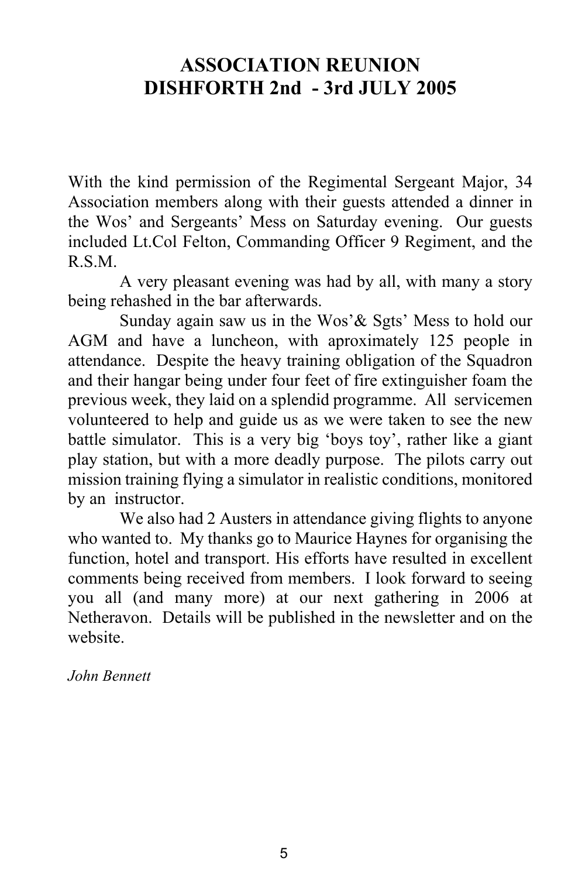# ASSOCIATION REUNION
# DISHFORTH 2nd - 3rd JULY 2005

With the kind permission of the Regimental Sergeant Major, 34 Association members along with their guests attended a dinner in the Wos' and Sergeants' Mess on Saturday evening. Our guests included Lt.Col Felton, Commanding Officer 9 Regiment, and the R.S.M.

A very pleasant evening was had by all, with many a story being rehashed in the bar afterwards.

Sunday again saw us in the Wos'& Sgts' Mess to hold our AGM and have a luncheon, with aproximately 125 people in attendance. Despite the heavy training obligation of the Squadron and their hangar being under four feet of fire extinguisher foam the previous week, they laid on a splendid programme. All servicemen volunteered to help and guide us as we were taken to see the new battle simulator. This is a very big 'boys toy', rather like a giant play station, but with a more deadly purpose. The pilots carry out mission training flying a simulator in realistic conditions, monitored by an instructor.

We also had 2 Austers in attendance giving flights to anyone who wanted to. My thanks go to Maurice Haynes for organising the function, hotel and transport. His efforts have resulted in excellent comments being received from members. I look forward to seeing you all (and many more) at our next gathering in 2006 at Netheravon. Details will be published in the newsletter and on the website.

*John Bennett*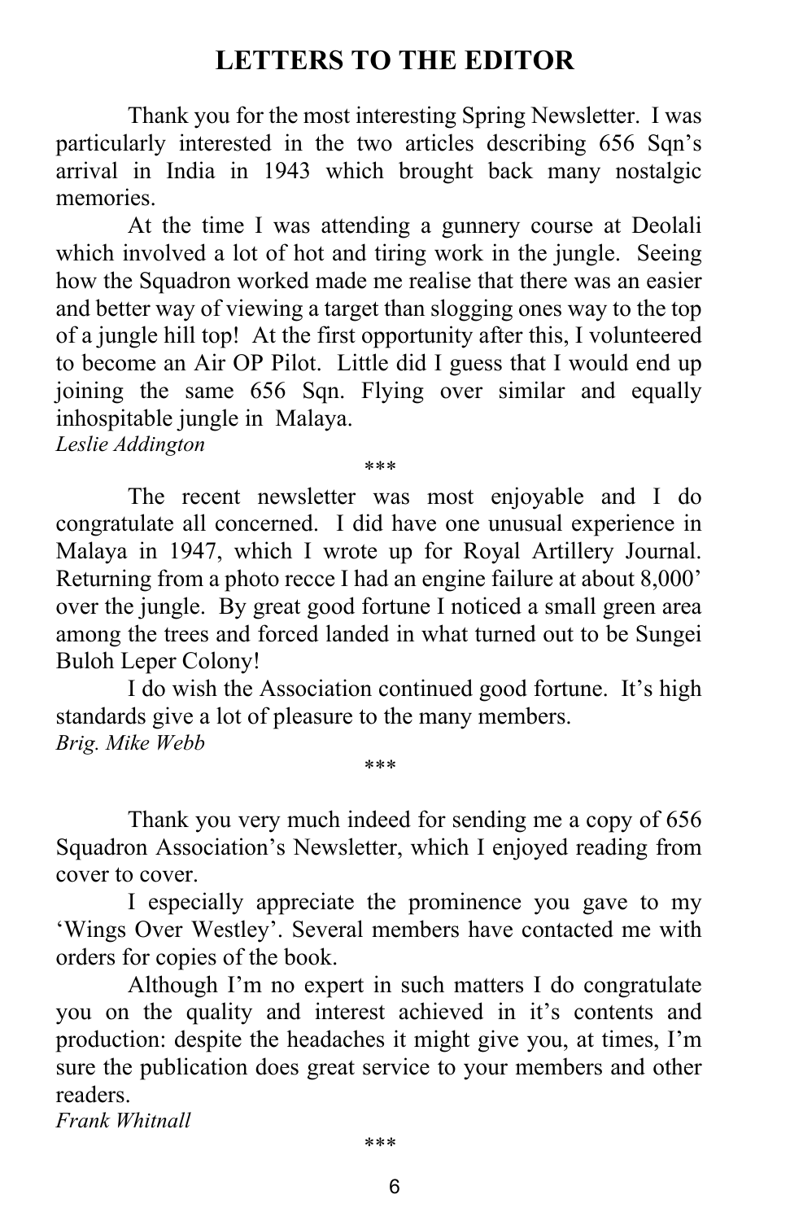# LETTERS TO THE EDITOR

Thank you for the most interesting Spring Newsletter. I was particularly interested in the two articles describing 656 Sqn's arrival in India in 1943 which brought back many nostalgic memories.

At the time I was attending a gunnery course at Deolali which involved a lot of hot and tiring work in the jungle. Seeing how the Squadron worked made me realise that there was an easier and better way of viewing a target than slogging ones way to the top of a jungle hill top! At the first opportunity after this, I volunteered to become an Air OP Pilot. Little did I guess that I would end up joining the same 656 Sqn. Flying over similar and equally inhospitable jungle in Malaya.

*Leslie Addington*

\*\*\*

The recent newsletter was most enjoyable and I do congratulate all concerned. I did have one unusual experience in Malaya in 1947, which I wrote up for Royal Artillery Journal. Returning from a photo recce I had an engine failure at about 8,000' over the jungle. By great good fortune I noticed a small green area among the trees and forced landed in what turned out to be Sungei Buloh Leper Colony!

I do wish the Association continued good fortune. It's high standards give a lot of pleasure to the many members.

*Brig. Mike Webb*

\*\*\*

Thank you very much indeed for sending me a copy of 656 Squadron Association's Newsletter, which I enjoyed reading from cover to cover.

I especially appreciate the prominence you gave to my 'Wings Over Westley'. Several members have contacted me with orders for copies of the book.

Although I'm no expert in such matters I do congratulate you on the quality and interest achieved in it's contents and production: despite the headaches it might give you, at times, I'm sure the publication does great service to your members and other readers.

*Frank Whitnall*

\*\*\*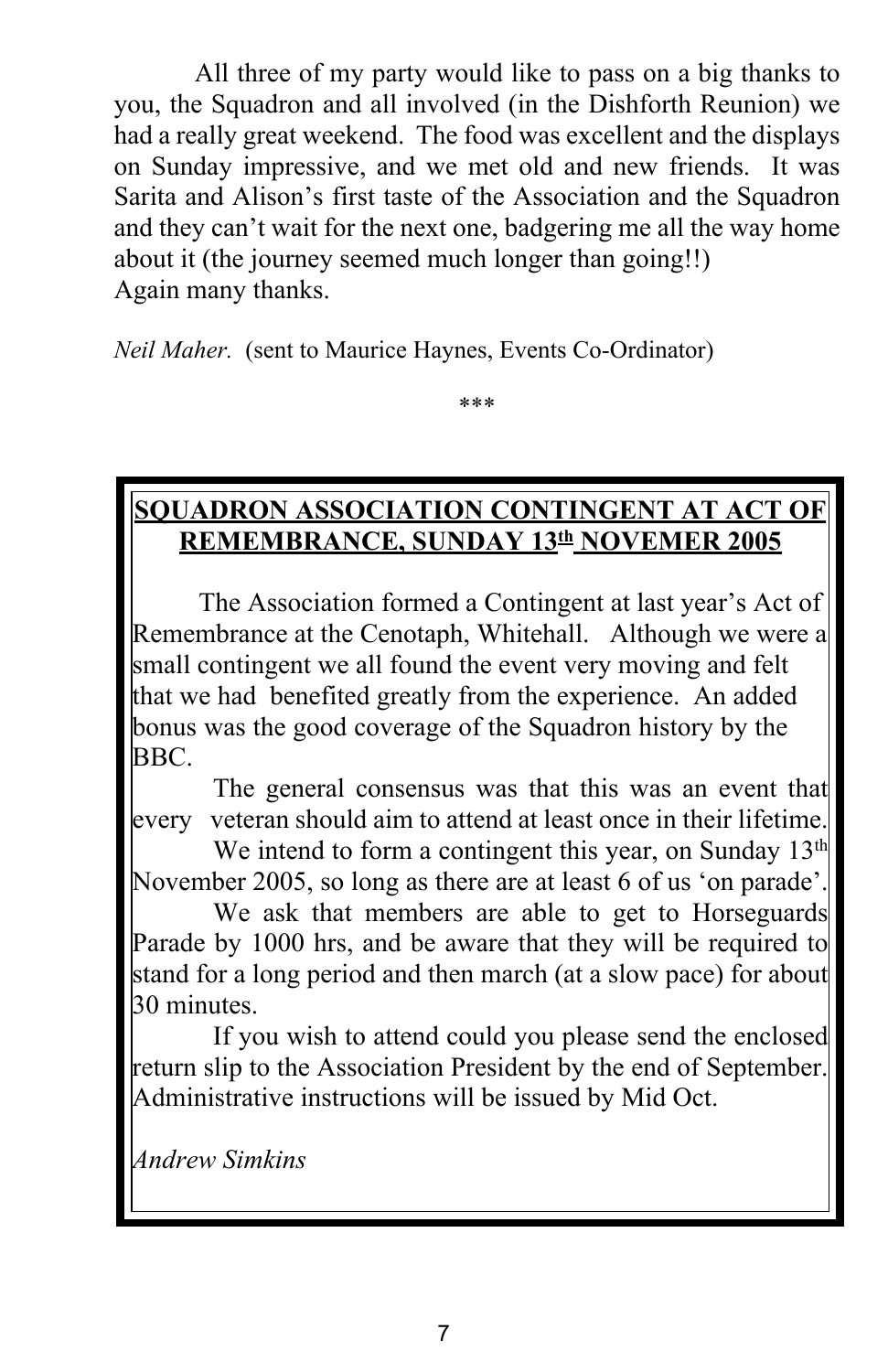All three of my party would like to pass on a big thanks to you, the Squadron and all involved (in the Dishforth Reunion) we had a really great weekend. The food was excellent and the displays on Sunday impressive, and we met old and new friends. It was Sarita and Alison's first taste of the Association and the Squadron and they can't wait for the next one, badgering me all the way home about it (the journey seemed much longer than going!!)
Again many thanks.

*Neil Maher.* (sent to Maurice Haynes, Events Co-Ordinator)

***

## SQUADRON ASSOCIATION CONTINGENT AT ACT OF REMEMBRANCE, SUNDAY 13th NOVEMER 2005

The Association formed a Contingent at last year's Act of Remembrance at the Cenotaph, Whitehall. Although we were a small contingent we all found the event very moving and felt that we had benefited greatly from the experience. An added bonus was the good coverage of the Squadron history by the BBC.

The general consensus was that this was an event that every veteran should aim to attend at least once in their lifetime.

We intend to form a contingent this year, on Sunday 13th November 2005, so long as there are at least 6 of us 'on parade'.

We ask that members are able to get to Horseguards Parade by 1000 hrs, and be aware that they will be required to stand for a long period and then march (at a slow pace) for about 30 minutes.

If you wish to attend could you please send the enclosed return slip to the Association President by the end of September. Administrative instructions will be issued by Mid Oct.

*Andrew Simkins*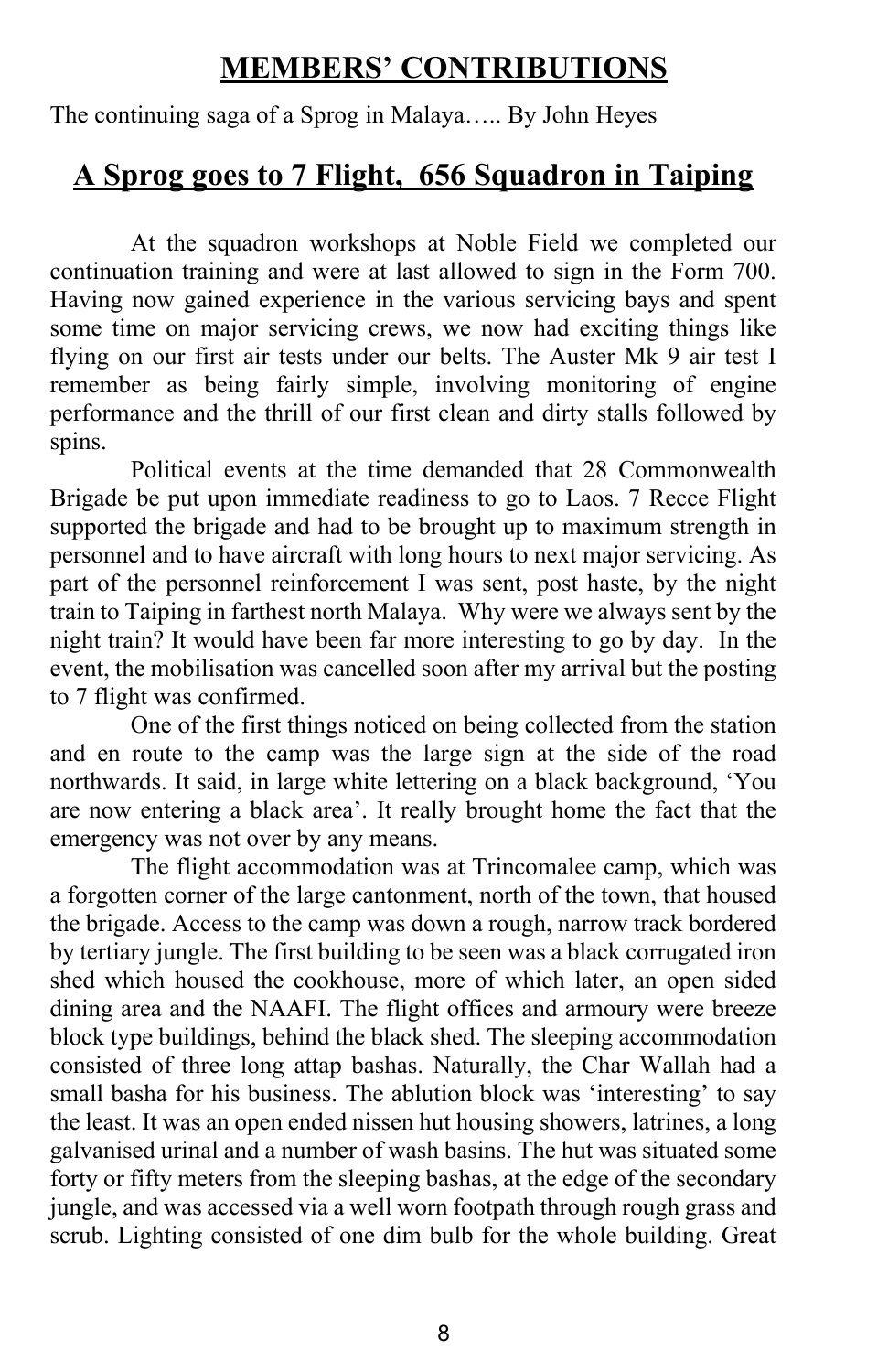# MEMBERS' CONTRIBUTIONS

The continuing saga of a Sprog in Malaya….. By John Heyes

## A Sprog goes to 7 Flight, 656 Squadron in Taiping

At the squadron workshops at Noble Field we completed our continuation training and were at last allowed to sign in the Form 700. Having now gained experience in the various servicing bays and spent some time on major servicing crews, we now had exciting things like flying on our first air tests under our belts. The Auster Mk 9 air test I remember as being fairly simple, involving monitoring of engine performance and the thrill of our first clean and dirty stalls followed by spins.

Political events at the time demanded that 28 Commonwealth Brigade be put upon immediate readiness to go to Laos. 7 Recce Flight supported the brigade and had to be brought up to maximum strength in personnel and to have aircraft with long hours to next major servicing. As part of the personnel reinforcement I was sent, post haste, by the night train to Taiping in farthest north Malaya. Why were we always sent by the night train? It would have been far more interesting to go by day. In the event, the mobilisation was cancelled soon after my arrival but the posting to 7 flight was confirmed.

One of the first things noticed on being collected from the station and en route to the camp was the large sign at the side of the road northwards. It said, in large white lettering on a black background, 'You are now entering a black area'. It really brought home the fact that the emergency was not over by any means.

The flight accommodation was at Trincomalee camp, which was a forgotten corner of the large cantonment, north of the town, that housed the brigade. Access to the camp was down a rough, narrow track bordered by tertiary jungle. The first building to be seen was a black corrugated iron shed which housed the cookhouse, more of which later, an open sided dining area and the NAAFI. The flight offices and armoury were breeze block type buildings, behind the black shed. The sleeping accommodation consisted of three long attap bashas. Naturally, the Char Wallah had a small basha for his business. The ablution block was 'interesting' to say the least. It was an open ended nissen hut housing showers, latrines, a long galvanised urinal and a number of wash basins. The hut was situated some forty or fifty meters from the sleeping bashas, at the edge of the secondary jungle, and was accessed via a well worn footpath through rough grass and scrub. Lighting consisted of one dim bulb for the whole building. Great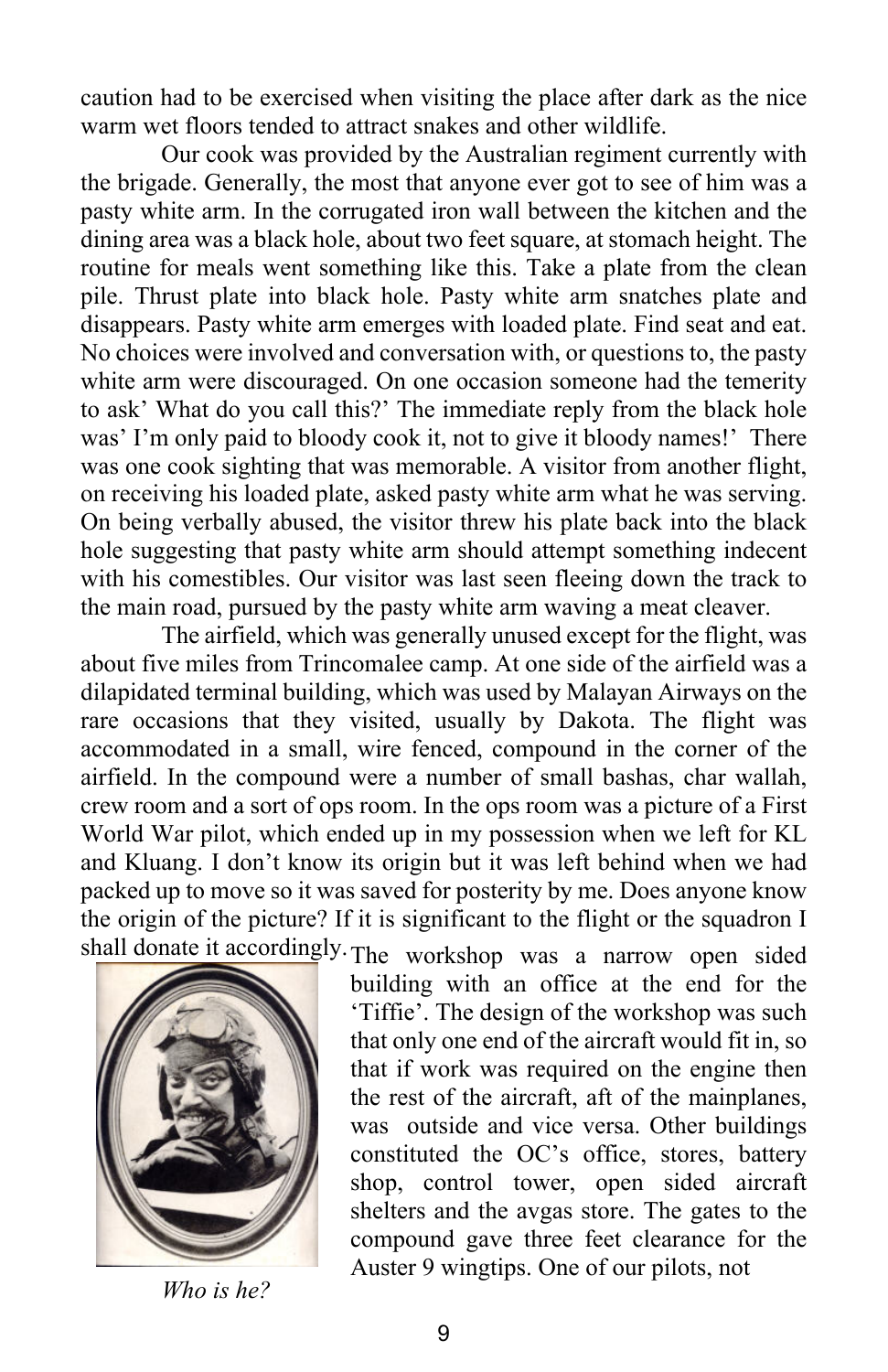caution had to be exercised when visiting the place after dark as the nice warm wet floors tended to attract snakes and other wildlife.

Our cook was provided by the Australian regiment currently with the brigade. Generally, the most that anyone ever got to see of him was a pasty white arm. In the corrugated iron wall between the kitchen and the dining area was a black hole, about two feet square, at stomach height. The routine for meals went something like this. Take a plate from the clean pile. Thrust plate into black hole. Pasty white arm snatches plate and disappears. Pasty white arm emerges with loaded plate. Find seat and eat. No choices were involved and conversation with, or questions to, the pasty white arm were discouraged. On one occasion someone had the temerity to ask' What do you call this?' The immediate reply from the black hole was' I'm only paid to bloody cook it, not to give it bloody names!' There was one cook sighting that was memorable. A visitor from another flight, on receiving his loaded plate, asked pasty white arm what he was serving. On being verbally abused, the visitor threw his plate back into the black hole suggesting that pasty white arm should attempt something indecent with his comestibles. Our visitor was last seen fleeing down the track to the main road, pursued by the pasty white arm waving a meat cleaver.

The airfield, which was generally unused except for the flight, was about five miles from Trincomalee camp. At one side of the airfield was a dilapidated terminal building, which was used by Malayan Airways on the rare occasions that they visited, usually by Dakota. The flight was accommodated in a small, wire fenced, compound in the corner of the airfield. In the compound were a number of small bashas, char wallah, crew room and a sort of ops room. In the ops room was a picture of a First World War pilot, which ended up in my possession when we left for KL and Kluang. I don't know its origin but it was left behind when we had packed up to move so it was saved for posterity by me. Does anyone know the origin of the picture? If it is significant to the flight or the squadron I shall donate it accordingly. The workshop was a narrow open sided building with an office at the end for the 'Tiffie'. The design of the workshop was such that only one end of the aircraft would fit in, so that if work was required on the engine then the rest of the aircraft, aft of the mainplanes, was outside and vice versa. Other buildings constituted the OC's office, stores, battery shop, control tower, open sided aircraft shelters and the avgas store. The gates to the compound gave three feet clearance for the Auster 9 wingtips. One of our pilots, not

*Who is he?*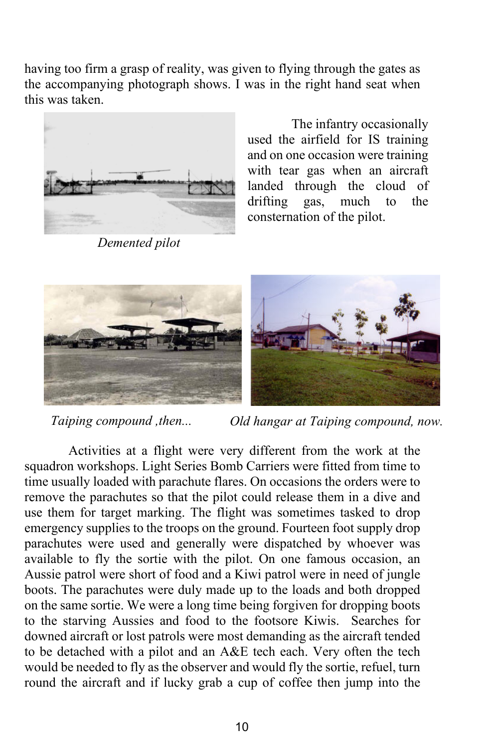having too firm a grasp of reality, was given to flying through the gates as the accompanying photograph shows. I was in the right hand seat when this was taken.

*Demented pilot*

The infantry occasionally used the airfield for IS training and on one occasion were training with tear gas when an aircraft landed through the cloud of drifting gas, much to the consternation of the pilot.

*Taping compound ,then...*

*Old hangar at Taiping compound, now.*

Activities at a flight were very different from the work at the squadron workshops. Light Series Bomb Carriers were fitted from time to time usually loaded with parachute flares. On occasions the orders were to remove the parachutes so that the pilot could release them in a dive and use them for target marking. The flight was sometimes tasked to drop emergency supplies to the troops on the ground. Fourteen foot supply drop parachutes were used and generally were dispatched by whoever was available to fly the sortie with the pilot. On one famous occasion, an Aussie patrol were short of food and a Kiwi patrol were in need of jungle boots. The parachutes were duly made up to the loads and both dropped on the same sortie. We were a long time being forgiven for dropping boots to the starving Aussies and food to the footsore Kiwis. Searches for downed aircraft or lost patrols were most demanding as the aircraft tended to be detached with a pilot and an A&E tech each. Very often the tech would be needed to fly as the observer and would fly the sortie, refuel, turn round the aircraft and if lucky grab a cup of coffee then jump into the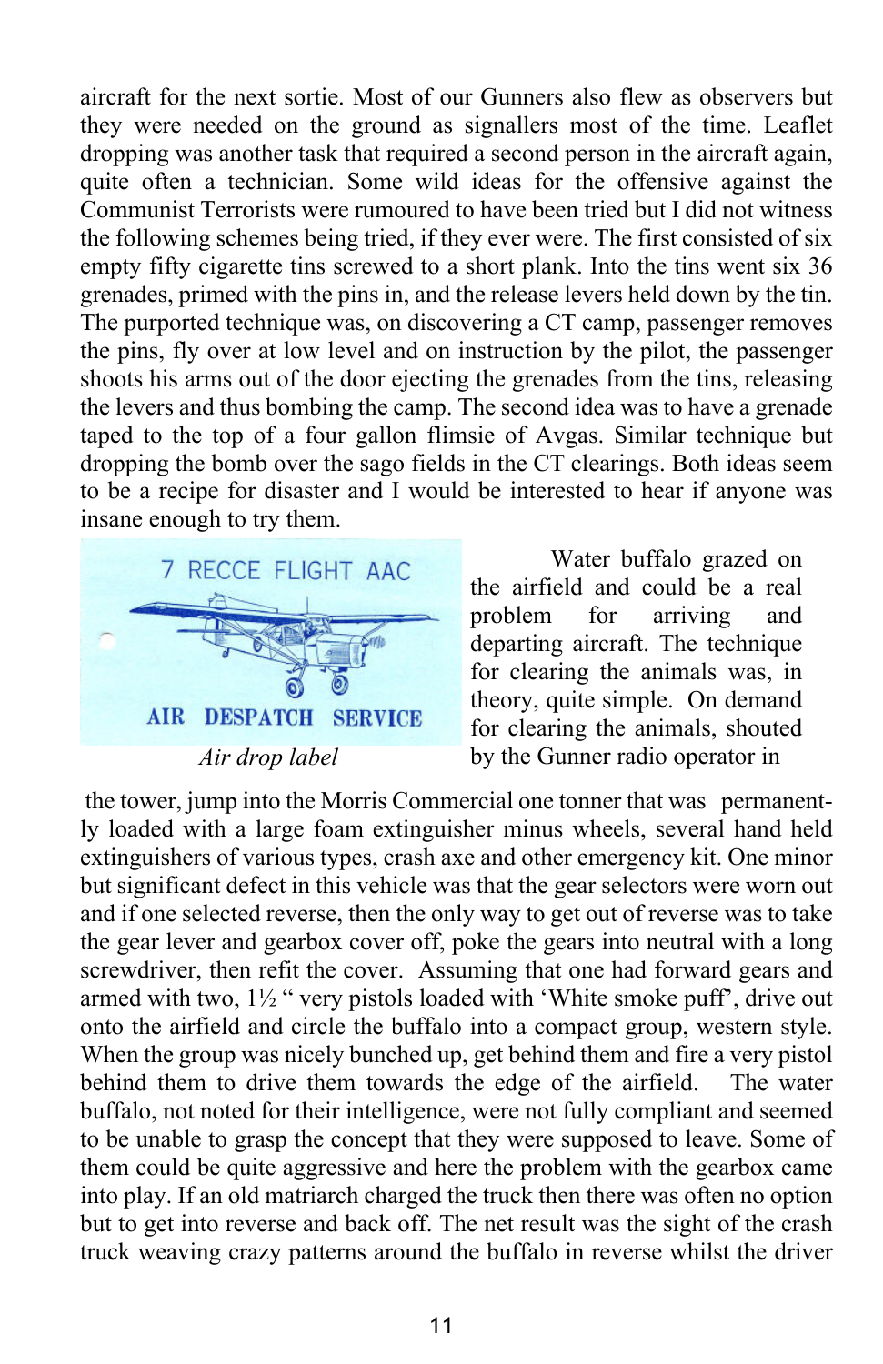aircraft for the next sortie. Most of our Gunners also flew as observers but they were needed on the ground as signallers most of the time. Leaflet dropping was another task that required a second person in the aircraft again, quite often a technician. Some wild ideas for the offensive against the Communist Terrorists were rumoured to have been tried but I did not witness the following schemes being tried, if they ever were. The first consisted of six empty fifty cigarette tins screwed to a short plank. Into the tins went six 36 grenades, primed with the pins in, and the release levers held down by the tin. The purported technique was, on discovering a CT camp, passenger removes the pins, fly over at low level and on instruction by the pilot, the passenger shoots his arms out of the door ejecting the grenades from the tins, releasing the levers and thus bombing the camp. The second idea was to have a grenade taped to the top of a four gallon flimsie of Avgas. Similar technique but dropping the bomb over the sago fields in the CT clearings. Both ideas seem to be a recipe for disaster and I would be interested to hear if anyone was insane enough to try them.

7 RECCE FLIGHT AAC

AIR DESPATCH SERVICE

*Air drop label*

Water buffalo grazed on the airfield and could be a real problem for arriving and departing aircraft. The technique for clearing the animals was, in theory, quite simple. On demand for clearing the animals, shouted by the Gunner radio operator in the tower, jump into the Morris Commercial one tonner that was permanently loaded with a large foam extinguisher minus wheels, several hand held extinguishers of various types, crash axe and other emergency kit. One minor but significant defect in this vehicle was that the gear selectors were worn out and if one selected reverse, then the only way to get out of reverse was to take the gear lever and gearbox cover off, poke the gears into neutral with a long screwdriver, then refit the cover. Assuming that one had forward gears and armed with two, 1½ " very pistols loaded with 'White smoke puff', drive out onto the airfield and circle the buffalo into a compact group, western style. When the group was nicely bunched up, get behind them and fire a very pistol behind them to drive them towards the edge of the airfield. The water buffalo, not noted for their intelligence, were not fully compliant and seemed to be unable to grasp the concept that they were supposed to leave. Some of them could be quite aggressive and here the problem with the gearbox came into play. If an old matriarch charged the truck then there was often no option but to get into reverse and back off. The net result was the sight of the crash truck weaving crazy patterns around the buffalo in reverse whilst the driver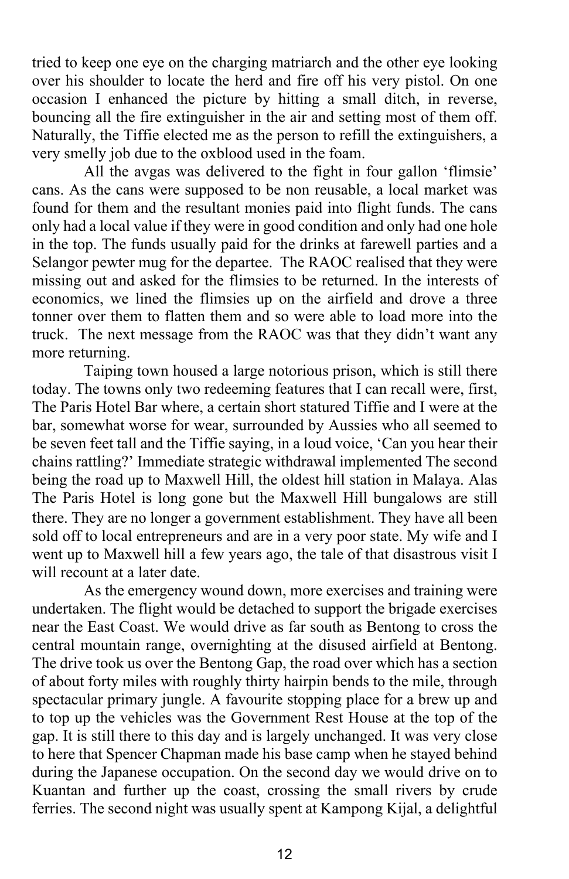tried to keep one eye on the charging matriarch and the other eye looking over his shoulder to locate the herd and fire off his very pistol. On one occasion I enhanced the picture by hitting a small ditch, in reverse, bouncing all the fire extinguisher in the air and setting most of them off. Naturally, the Tiffie elected me as the person to refill the extinguishers, a very smelly job due to the oxblood used in the foam.

All the avgas was delivered to the fight in four gallon 'flimsie' cans. As the cans were supposed to be non reusable, a local market was found for them and the resultant monies paid into flight funds. The cans only had a local value if they were in good condition and only had one hole in the top. The funds usually paid for the drinks at farewell parties and a Selangor pewter mug for the departee. The RAOC realised that they were missing out and asked for the flimsies to be returned. In the interests of economics, we lined the flimsies up on the airfield and drove a three tonner over them to flatten them and so were able to load more into the truck. The next message from the RAOC was that they didn't want any more returning.

Taiping town housed a large notorious prison, which is still there today. The towns only two redeeming features that I can recall were, first, The Paris Hotel Bar where, a certain short statured Tiffie and I were at the bar, somewhat worse for wear, surrounded by Aussies who all seemed to be seven feet tall and the Tiffie saying, in a loud voice, 'Can you hear their chains rattling?' Immediate strategic withdrawal implemented The second being the road up to Maxwell Hill, the oldest hill station in Malaya. Alas The Paris Hotel is long gone but the Maxwell Hill bungalows are still there. They are no longer a government establishment. They have all been sold off to local entrepreneurs and are in a very poor state. My wife and I went up to Maxwell hill a few years ago, the tale of that disastrous visit I will recount at a later date.

As the emergency wound down, more exercises and training were undertaken. The flight would be detached to support the brigade exercises near the East Coast. We would drive as far south as Bentong to cross the central mountain range, overnighting at the disused airfield at Bentong. The drive took us over the Bentong Gap, the road over which has a section of about forty miles with roughly thirty hairpin bends to the mile, through spectacular primary jungle. A favourite stopping place for a brew up and to top up the vehicles was the Government Rest House at the top of the gap. It is still there to this day and is largely unchanged. It was very close to here that Spencer Chapman made his base camp when he stayed behind during the Japanese occupation. On the second day we would drive on to Kuantan and further up the coast, crossing the small rivers by crude ferries. The second night was usually spent at Kampong Kijal, a delightful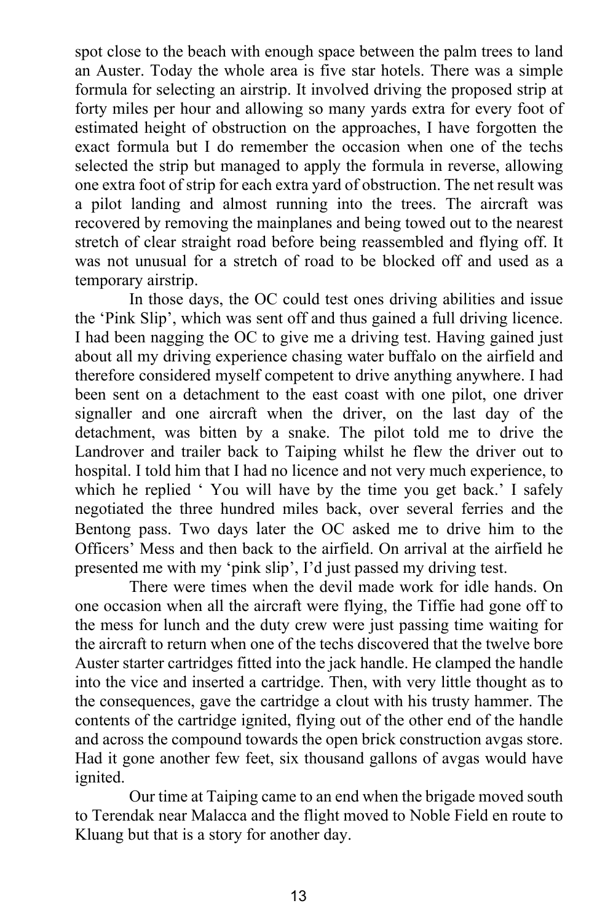spot close to the beach with enough space between the palm trees to land an Auster. Today the whole area is five star hotels. There was a simple formula for selecting an airstrip. It involved driving the proposed strip at forty miles per hour and allowing so many yards extra for every foot of estimated height of obstruction on the approaches, I have forgotten the exact formula but I do remember the occasion when one of the techs selected the strip but managed to apply the formula in reverse, allowing one extra foot of strip for each extra yard of obstruction. The net result was a pilot landing and almost running into the trees. The aircraft was recovered by removing the mainplanes and being towed out to the nearest stretch of clear straight road before being reassembled and flying off. It was not unusual for a stretch of road to be blocked off and used as a temporary airstrip.

In those days, the OC could test ones driving abilities and issue the 'Pink Slip', which was sent off and thus gained a full driving licence. I had been nagging the OC to give me a driving test. Having gained just about all my driving experience chasing water buffalo on the airfield and therefore considered myself competent to drive anything anywhere. I had been sent on a detachment to the east coast with one pilot, one driver signaller and one aircraft when the driver, on the last day of the detachment, was bitten by a snake. The pilot told me to drive the Landrover and trailer back to Taiping whilst he flew the driver out to hospital. I told him that I had no licence and not very much experience, to which he replied ' You will have by the time you get back.' I safely negotiated the three hundred miles back, over several ferries and the Bentong pass. Two days later the OC asked me to drive him to the Officers' Mess and then back to the airfield. On arrival at the airfield he presented me with my 'pink slip', I'd just passed my driving test.

There were times when the devil made work for idle hands. On one occasion when all the aircraft were flying, the Tiffie had gone off to the mess for lunch and the duty crew were just passing time waiting for the aircraft to return when one of the techs discovered that the twelve bore Auster starter cartridges fitted into the jack handle. He clamped the handle into the vice and inserted a cartridge. Then, with very little thought as to the consequences, gave the cartridge a clout with his trusty hammer. The contents of the cartridge ignited, flying out of the other end of the handle and across the compound towards the open brick construction avgas store. Had it gone another few feet, six thousand gallons of avgas would have ignited.

Our time at Taiping came to an end when the brigade moved south to Terendak near Malacca and the flight moved to Noble Field en route to Kluang but that is a story for another day.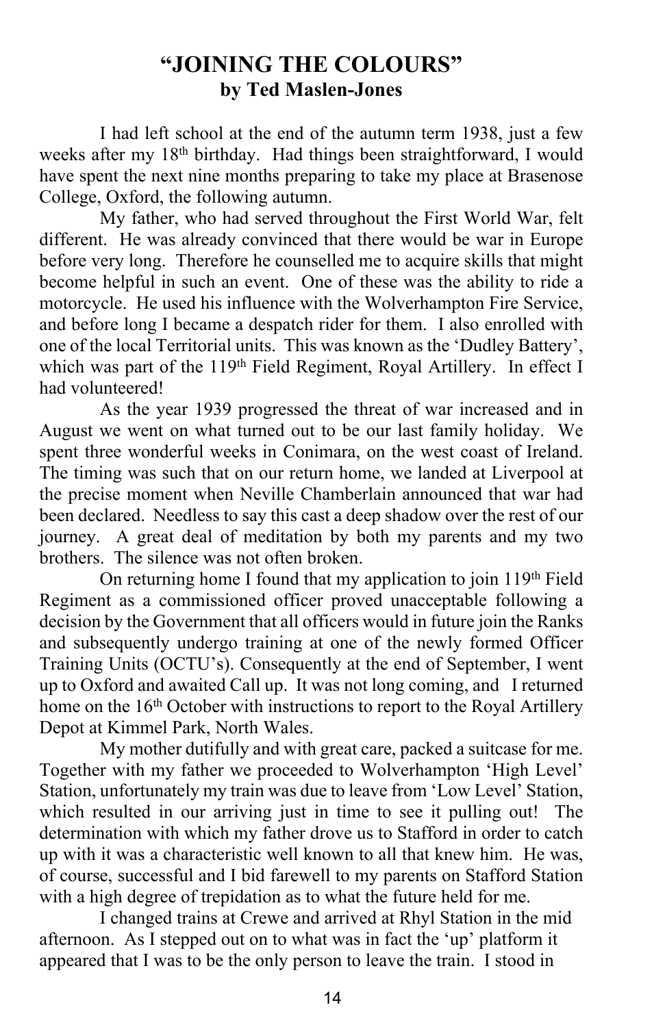# "JOINING THE COLOURS"

**by Ted Maslen-Jones**

I had left school at the end of the autumn term 1938, just a few weeks after my 18th birthday. Had things been straightforward, I would have spent the next nine months preparing to take my place at Brasenose College, Oxford, the following autumn.

My father, who had served throughout the First World War, felt different. He was already convinced that there would be war in Europe before very long. Therefore he counselled me to acquire skills that might become helpful in such an event. One of these was the ability to ride a motorcycle. He used his influence with the Wolverhampton Fire Service, and before long I became a despatch rider for them. I also enrolled with one of the local Territorial units. This was known as the 'Dudley Battery', which was part of the 119th Field Regiment, Royal Artillery. In effect I had volunteered!

As the year 1939 progressed the threat of war increased and in August we went on what turned out to be our last family holiday. We spent three wonderful weeks in Conimara, on the west coast of Ireland. The timing was such that on our return home, we landed at Liverpool at the precise moment when Neville Chamberlain announced that war had been declared. Needless to say this cast a deep shadow over the rest of our journey. A great deal of meditation by both my parents and my two brothers. The silence was not often broken.

On returning home I found that my application to join 119th Field Regiment as a commissioned officer proved unacceptable following a decision by the Government that all officers would in future join the Ranks and subsequently undergo training at one of the newly formed Officer Training Units (OCTU's). Consequently at the end of September, I went up to Oxford and awaited Call up. It was not long coming, and I returned home on the 16th October with instructions to report to the Royal Artillery Depot at Kimmel Park, North Wales.

My mother dutifully and with great care, packed a suitcase for me. Together with my father we proceeded to Wolverhampton 'High Level' Station, unfortunately my train was due to leave from 'Low Level' Station, which resulted in our arriving just in time to see it pulling out! The determination with which my father drove us to Stafford in order to catch up with it was a characteristic well known to all that knew him. He was, of course, successful and I bid farewell to my parents on Stafford Station with a high degree of trepidation as to what the future held for me.

I changed trains at Crewe and arrived at Rhyl Station in the mid afternoon. As I stepped out on to what was in fact the 'up' platform it appeared that I was to be the only person to leave the train. I stood in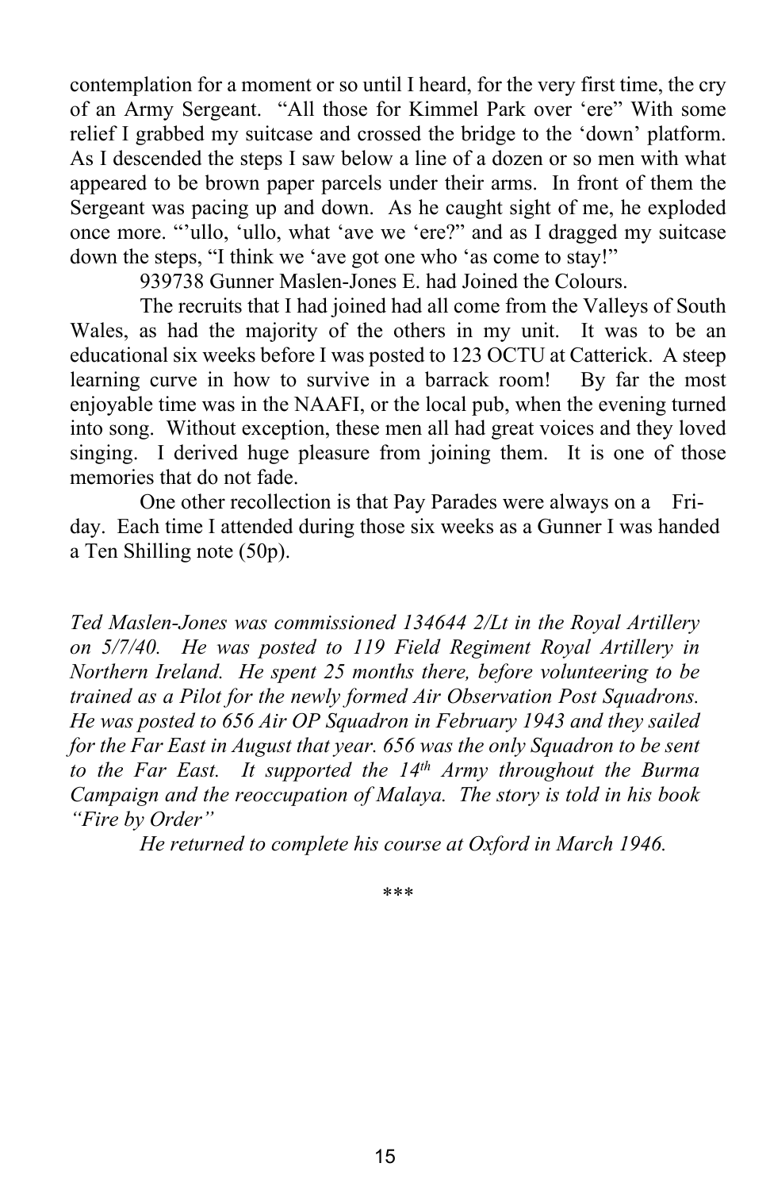contemplation for a moment or so until I heard, for the very first time, the cry of an Army Sergeant. "All those for Kimmel Park over 'ere" With some relief I grabbed my suitcase and crossed the bridge to the 'down' platform. As I descended the steps I saw below a line of a dozen or so men with what appeared to be brown paper parcels under their arms. In front of them the Sergeant was pacing up and down. As he caught sight of me, he exploded once more. "'ullo, 'ullo, what 'ave we 'ere?" and as I dragged my suitcase down the steps, "I think we 'ave got one who 'as come to stay!"

939738 Gunner Maslen-Jones E. had Joined the Colours.

The recruits that I had joined had all come from the Valleys of South Wales, as had the majority of the others in my unit. It was to be an educational six weeks before I was posted to 123 OCTU at Catterick. A steep learning curve in how to survive in a barrack room! By far the most enjoyable time was in the NAAFI, or the local pub, when the evening turned into song. Without exception, these men all had great voices and they loved singing. I derived huge pleasure from joining them. It is one of those memories that do not fade.

One other recollection is that Pay Parades were always on a Friday. Each time I attended during those six weeks as a Gunner I was handed a Ten Shilling note (50p).

*Ted Maslen-Jones was commissioned 134644 2/Lt in the Royal Artillery on 5/7/40. He was posted to 119 Field Regiment Royal Artillery in Northern Ireland. He spent 25 months there, before volunteering to be trained as a Pilot for the newly formed Air Observation Post Squadrons. He was posted to 656 Air OP Squadron in February 1943 and they sailed for the Far East in August that year. 656 was the only Squadron to be sent to the Far East. It supported the 14th Army throughout the Burma Campaign and the reoccupation of Malaya. The story is told in his book "Fire by Order"*

*He returned to complete his course at Oxford in March 1946.*

***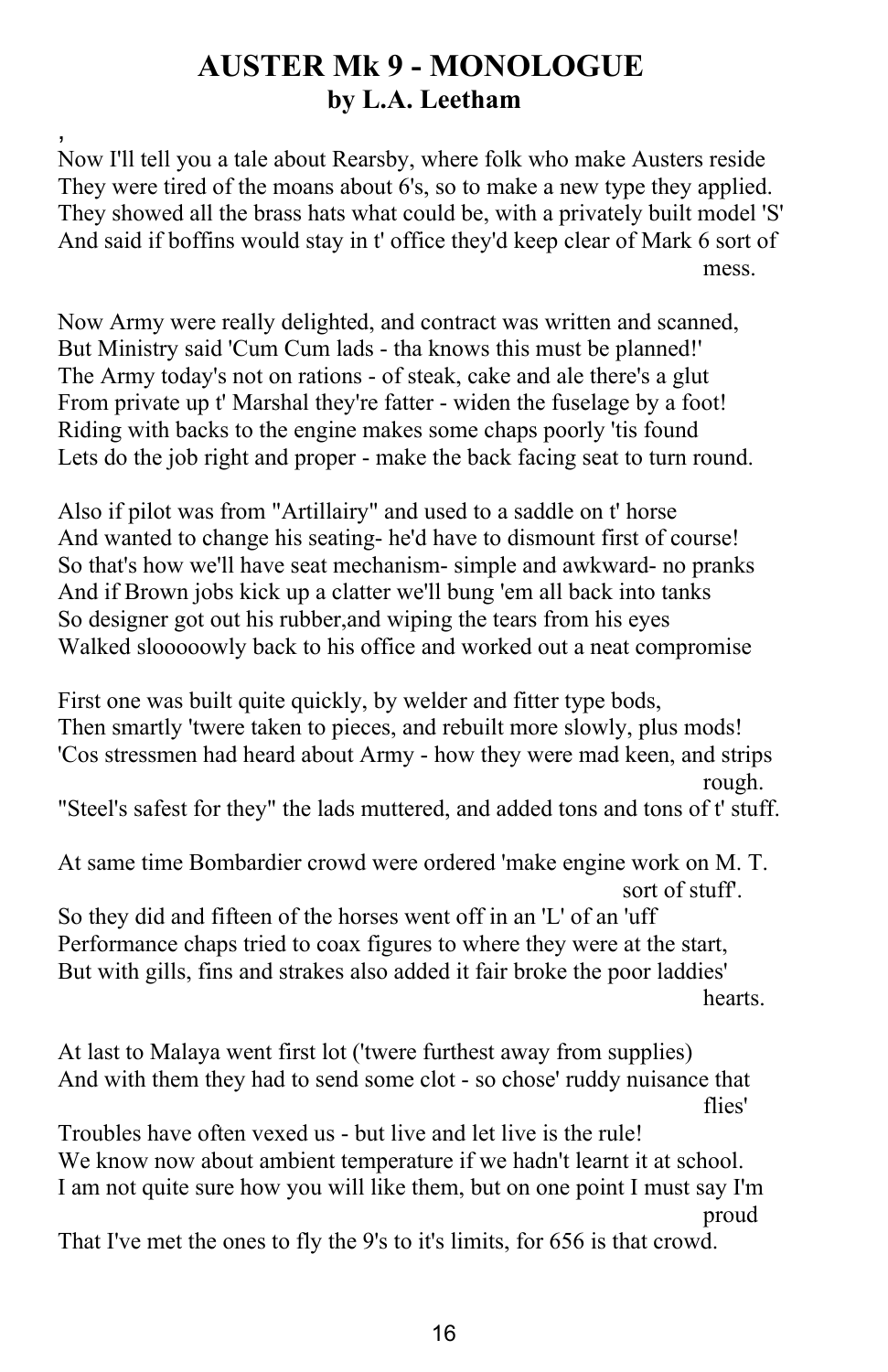# AUSTER Mk 9 - MONOLOGUE
## by L.A. Leetham

,
Now I'll tell you a tale about Rearsby, where folk who make Austers reside
They were tired of the moans about 6's, so to make a new type they applied.
They showed all the brass hats what could be, with a privately built model 'S'
And said if boffins would stay in t' office they'd keep clear of Mark 6 sort of mess.

Now Army were really delighted, and contract was written and scanned,
But Ministry said 'Cum Cum lads - tha knows this must be planned!'
The Army today's not on rations - of steak, cake and ale there's a glut
From private up t' Marshal they're fatter - widen the fuselage by a foot!
Riding with backs to the engine makes some chaps poorly 'tis found
Lets do the job right and proper - make the back facing seat to turn round.

Also if pilot was from "Artillairy" and used to a saddle on t' horse
And wanted to change his seating- he'd have to dismount first of course!
So that's how we'll have seat mechanism- simple and awkward- no pranks
And if Brown jobs kick up a clatter we'll bung 'em all back into tanks
So designer got out his rubber,and wiping the tears from his eyes
Walked slooooowly back to his office and worked out a neat compromise

First one was built quite quickly, by welder and fitter type bods,
Then smartly 'twere taken to pieces, and rebuilt more slowly, plus mods!
'Cos stressmen had heard about Army - how they were mad keen, and strips rough.
"Steel's safest for they" the lads muttered, and added tons and tons of t' stuff.

At same time Bombardier crowd were ordered 'make engine work on M. T. sort of stuff'.
So they did and fifteen of the horses went off in an 'L' of an 'uff
Performance chaps tried to coax figures to where they were at the start,
But with gills, fins and strakes also added it fair broke the poor laddies' hearts.

At last to Malaya went first lot ('twere furthest away from supplies)
And with them they had to send some clot - so chose' ruddy nuisance that flies'
Troubles have often vexed us - but live and let live is the rule!
We know now about ambient temperature if we hadn't learnt it at school.
I am not quite sure how you will like them, but on one point I must say I'm proud
That I've met the ones to fly the 9's to it's limits, for 656 is that crowd.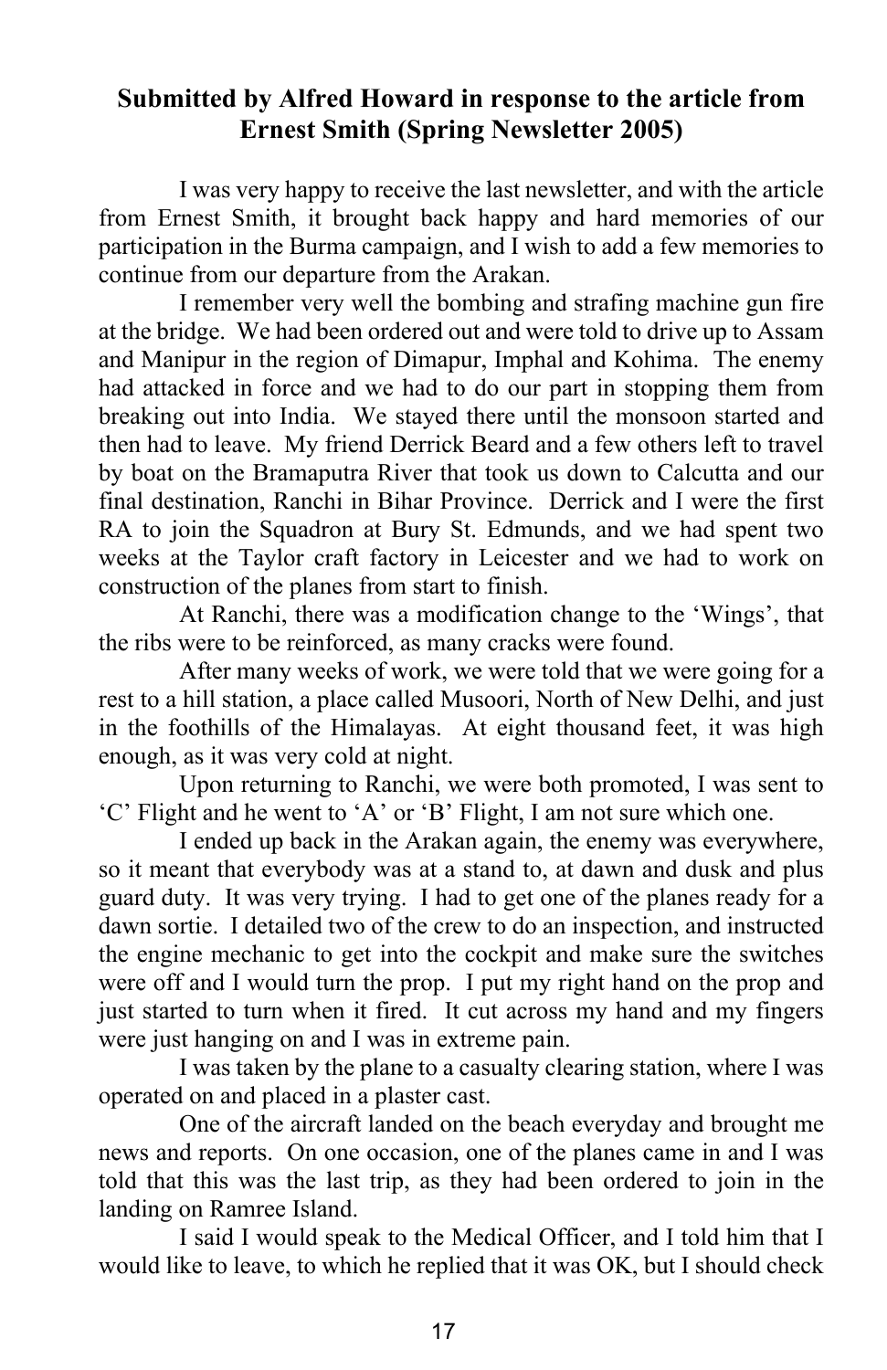## Submitted by Alfred Howard in response to the article from Ernest Smith (Spring Newsletter 2005)

I was very happy to receive the last newsletter, and with the article from Ernest Smith, it brought back happy and hard memories of our participation in the Burma campaign, and I wish to add a few memories to continue from our departure from the Arakan.

I remember very well the bombing and strafing machine gun fire at the bridge. We had been ordered out and were told to drive up to Assam and Manipur in the region of Dimapur, Imphal and Kohima. The enemy had attacked in force and we had to do our part in stopping them from breaking out into India. We stayed there until the monsoon started and then had to leave. My friend Derrick Beard and a few others left to travel by boat on the Bramaputra River that took us down to Calcutta and our final destination, Ranchi in Bihar Province. Derrick and I were the first RA to join the Squadron at Bury St. Edmunds, and we had spent two weeks at the Taylor craft factory in Leicester and we had to work on construction of the planes from start to finish.

At Ranchi, there was a modification change to the 'Wings', that the ribs were to be reinforced, as many cracks were found.

After many weeks of work, we were told that we were going for a rest to a hill station, a place called Musoori, North of New Delhi, and just in the foothills of the Himalayas. At eight thousand feet, it was high enough, as it was very cold at night.

Upon returning to Ranchi, we were both promoted, I was sent to 'C' Flight and he went to 'A' or 'B' Flight, I am not sure which one.

I ended up back in the Arakan again, the enemy was everywhere, so it meant that everybody was at a stand to, at dawn and dusk and plus guard duty. It was very trying. I had to get one of the planes ready for a dawn sortie. I detailed two of the crew to do an inspection, and instructed the engine mechanic to get into the cockpit and make sure the switches were off and I would turn the prop. I put my right hand on the prop and just started to turn when it fired. It cut across my hand and my fingers were just hanging on and I was in extreme pain.

I was taken by the plane to a casualty clearing station, where I was operated on and placed in a plaster cast.

One of the aircraft landed on the beach everyday and brought me news and reports. On one occasion, one of the planes came in and I was told that this was the last trip, as they had been ordered to join in the landing on Ramree Island.

I said I would speak to the Medical Officer, and I told him that I would like to leave, to which he replied that it was OK, but I should check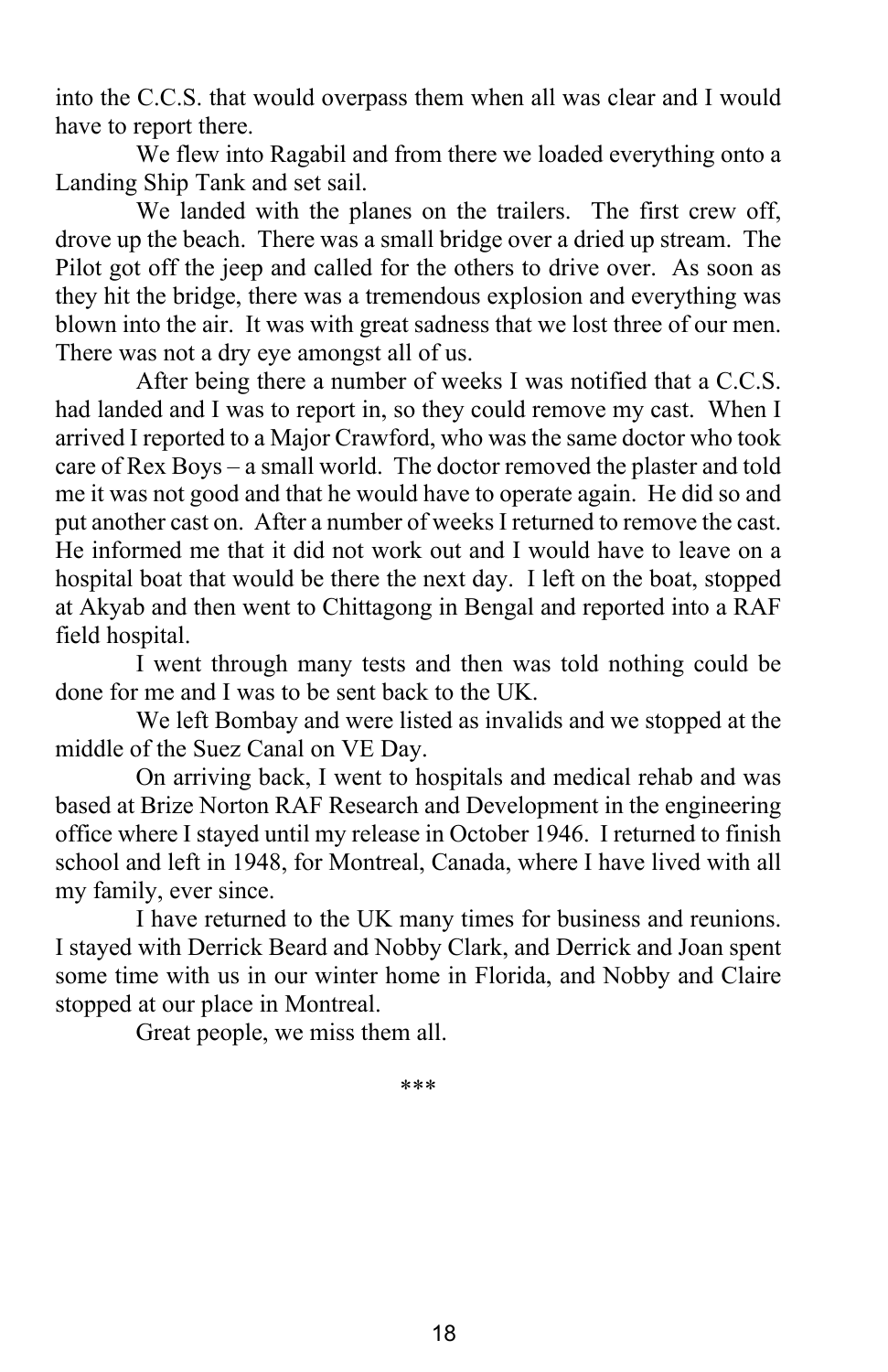into the C.C.S. that would overpass them when all was clear and I would have to report there.

We flew into Ragabil and from there we loaded everything onto a Landing Ship Tank and set sail.

We landed with the planes on the trailers. The first crew off, drove up the beach. There was a small bridge over a dried up stream. The Pilot got off the jeep and called for the others to drive over. As soon as they hit the bridge, there was a tremendous explosion and everything was blown into the air. It was with great sadness that we lost three of our men. There was not a dry eye amongst all of us.

After being there a number of weeks I was notified that a C.C.S. had landed and I was to report in, so they could remove my cast. When I arrived I reported to a Major Crawford, who was the same doctor who took care of Rex Boys – a small world. The doctor removed the plaster and told me it was not good and that he would have to operate again. He did so and put another cast on. After a number of weeks I returned to remove the cast. He informed me that it did not work out and I would have to leave on a hospital boat that would be there the next day. I left on the boat, stopped at Akyab and then went to Chittagong in Bengal and reported into a RAF field hospital.

I went through many tests and then was told nothing could be done for me and I was to be sent back to the UK.

We left Bombay and were listed as invalids and we stopped at the middle of the Suez Canal on VE Day.

On arriving back, I went to hospitals and medical rehab and was based at Brize Norton RAF Research and Development in the engineering office where I stayed until my release in October 1946. I returned to finish school and left in 1948, for Montreal, Canada, where I have lived with all my family, ever since.

I have returned to the UK many times for business and reunions. I stayed with Derrick Beard and Nobby Clark, and Derrick and Joan spent some time with us in our winter home in Florida, and Nobby and Claire stopped at our place in Montreal.

Great people, we miss them all.

***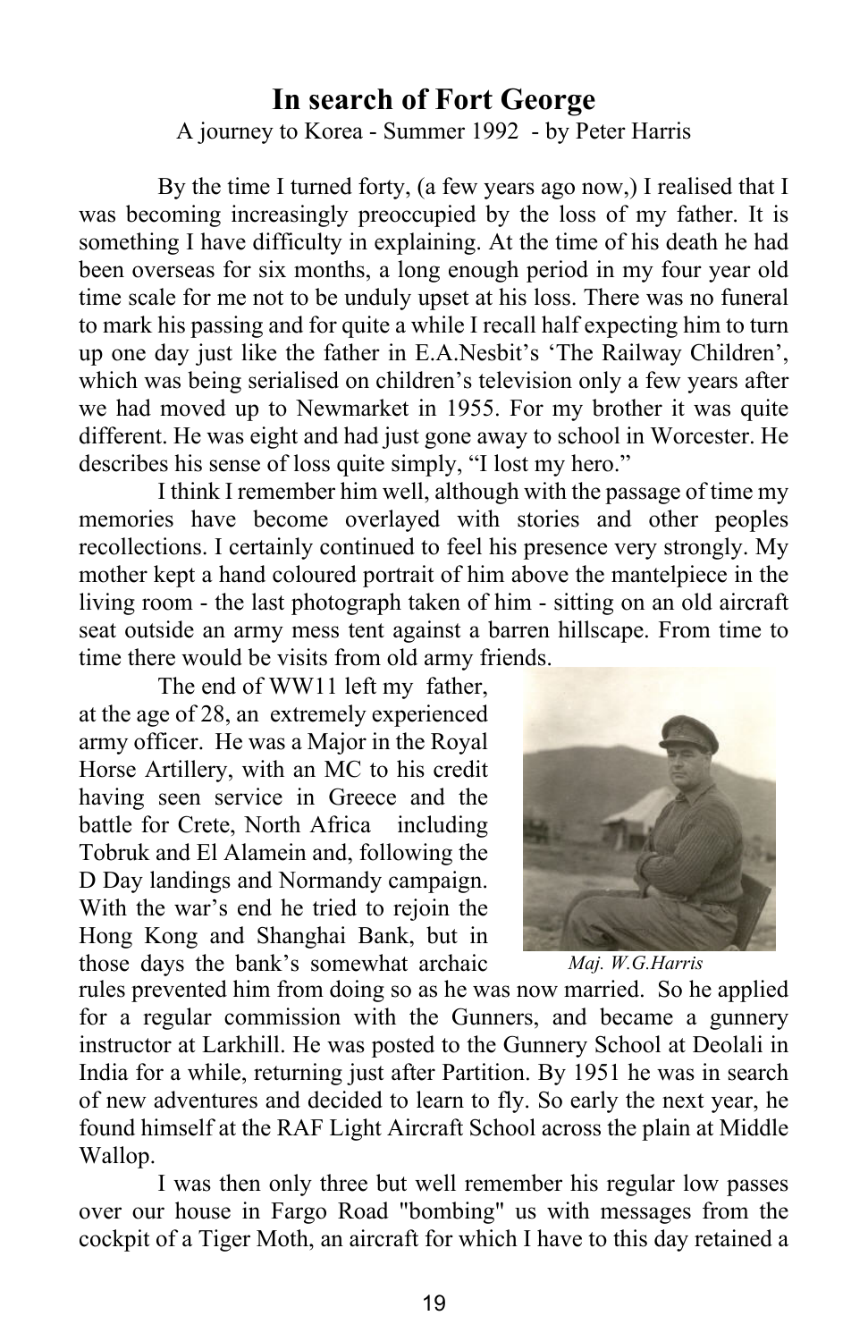# In search of Fort George

A journey to Korea - Summer 1992 - by Peter Harris

By the time I turned forty, (a few years ago now,) I realised that I was becoming increasingly preoccupied by the loss of my father. It is something I have difficulty in explaining. At the time of his death he had been overseas for six months, a long enough period in my four year old time scale for me not to be unduly upset at his loss. There was no funeral to mark his passing and for quite a while I recall half expecting him to turn up one day just like the father in E.A.Nesbit's 'The Railway Children', which was being serialised on children's television only a few years after we had moved up to Newmarket in 1955. For my brother it was quite different. He was eight and had just gone away to school in Worcester. He describes his sense of loss quite simply, "I lost my hero."

I think I remember him well, although with the passage of time my memories have become overlayed with stories and other peoples recollections. I certainly continued to feel his presence very strongly. My mother kept a hand coloured portrait of him above the mantelpiece in the living room - the last photograph taken of him - sitting on an old aircraft seat outside an army mess tent against a barren hillscape. From time to time there would be visits from old army friends.

The end of WW11 left my father, at the age of 28, an extremely experienced army officer. He was a Major in the Royal Horse Artillery, with an MC to his credit having seen service in Greece and the battle for Crete, North Africa including Tobruk and El Alamein and, following the D Day landings and Normandy campaign. With the war's end he tried to rejoin the Hong Kong and Shanghai Bank, but in those days the bank's somewhat archaic rules prevented him from doing so as he was now married. So he applied for a regular commission with the Gunners, and became a gunnery instructor at Larkhill. He was posted to the Gunnery School at Deolali in India for a while, returning just after Partition. By 1951 he was in search of new adventures and decided to learn to fly. So early the next year, he found himself at the RAF Light Aircraft School across the plain at Middle Wallop.

*Maj. W.G.Harris*

I was then only three but well remember his regular low passes over our house in Fargo Road "bombing" us with messages from the cockpit of a Tiger Moth, an aircraft for which I have to this day retained a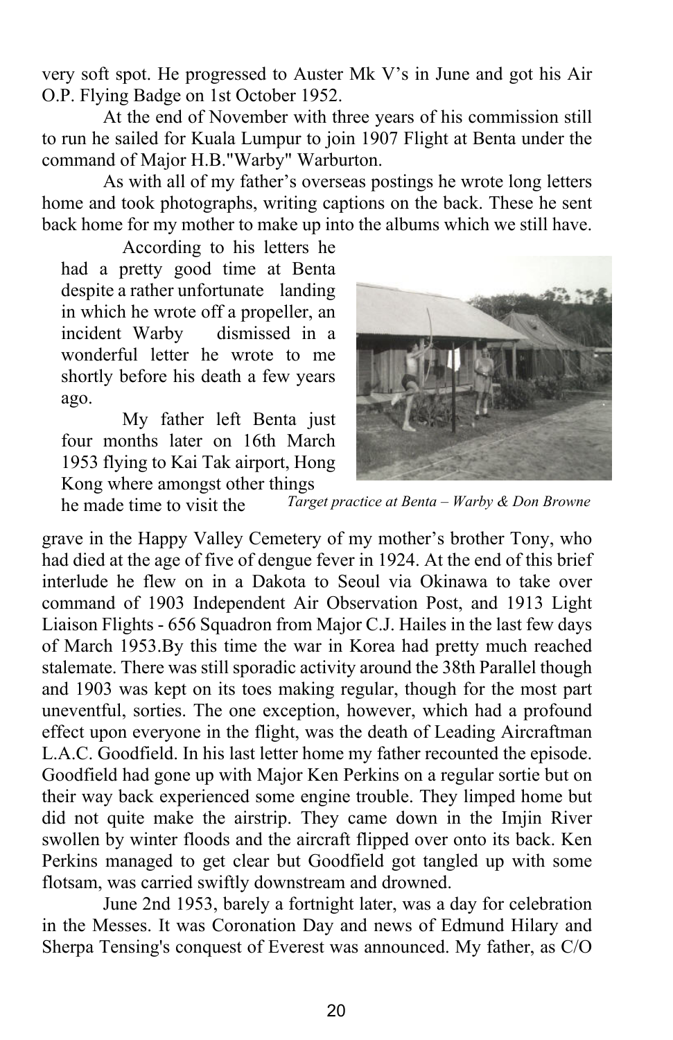very soft spot. He progressed to Auster Mk V's in June and got his Air O.P. Flying Badge on 1st October 1952.

At the end of November with three years of his commission still to run he sailed for Kuala Lumpur to join 1907 Flight at Benta under the command of Major H.B."Warby" Warburton.

As with all of my father's overseas postings he wrote long letters home and took photographs, writing captions on the back. These he sent back home for my mother to make up into the albums which we still have.

According to his letters he had a pretty good time at Benta despite a rather unfortunate landing in which he wrote off a propeller, an incident Warby dismissed in a wonderful letter he wrote to me shortly before his death a few years ago.

My father left Benta just four months later on 16th March 1953 flying to Kai Tak airport, Hong Kong where amongst other things he made time to visit the grave in the Happy Valley Cemetery of my mother's brother Tony, who had died at the age of five of dengue fever in 1924. At the end of this brief interlude he flew on in a Dakota to Seoul via Okinawa to take over command of 1903 Independent Air Observation Post, and 1913 Light Liaison Flights - 656 Squadron from Major C.J. Hailes in the last few days of March 1953.By this time the war in Korea had pretty much reached stalemate. There was still sporadic activity around the 38th Parallel though and 1903 was kept on its toes making regular, though for the most part uneventful, sorties. The one exception, however, which had a profound effect upon everyone in the flight, was the death of Leading Aircraftman L.A.C. Goodfield. In his last letter home my father recounted the episode. Goodfield had gone up with Major Ken Perkins on a regular sortie but on their way back experienced some engine trouble. They limped home but did not quite make the airstrip. They came down in the Imjin River swollen by winter floods and the aircraft flipped over onto its back. Ken Perkins managed to get clear but Goodfield got tangled up with some flotsam, was carried swiftly downstream and drowned.

*Target practice at Benta – Warby & Don Browne*

June 2nd 1953, barely a fortnight later, was a day for celebration in the Messes. It was Coronation Day and news of Edmund Hilary and Sherpa Tensing's conquest of Everest was announced. My father, as C/O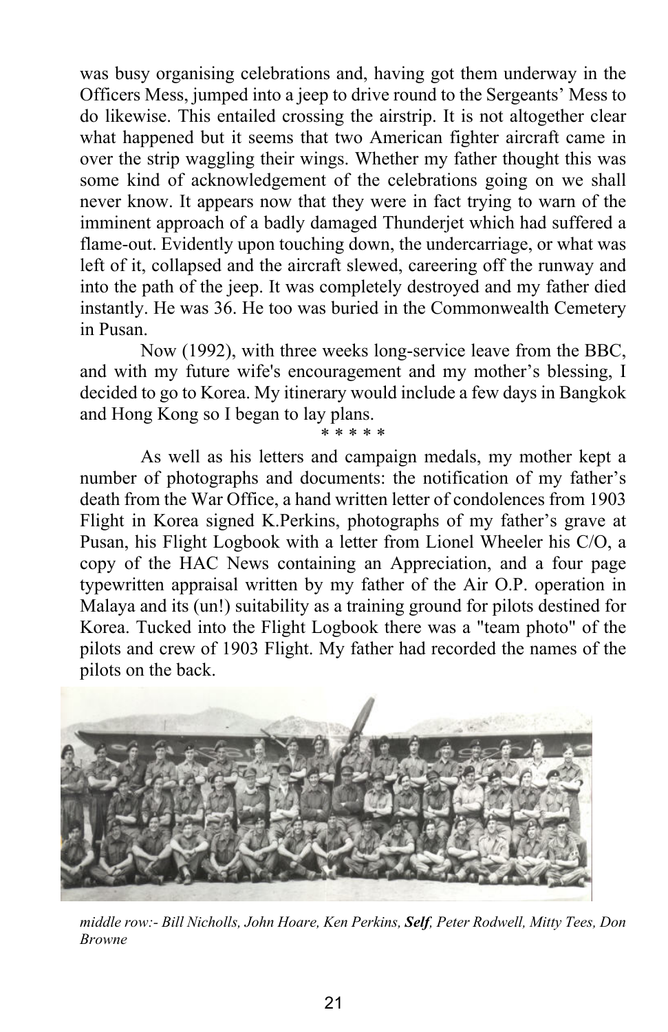was busy organising celebrations and, having got them underway in the Officers Mess, jumped into a jeep to drive round to the Sergeants' Mess to do likewise. This entailed crossing the airstrip. It is not altogether clear what happened but it seems that two American fighter aircraft came in over the strip waggling their wings. Whether my father thought this was some kind of acknowledgement of the celebrations going on we shall never know. It appears now that they were in fact trying to warn of the imminent approach of a badly damaged Thunderjet which had suffered a flame-out. Evidently upon touching down, the undercarriage, or what was left of it, collapsed and the aircraft slewed, careering off the runway and into the path of the jeep. It was completely destroyed and my father died instantly. He was 36. He too was buried in the Commonwealth Cemetery in Pusan.

Now (1992), with three weeks long-service leave from the BBC, and with my future wife's encouragement and my mother's blessing, I decided to go to Korea. My itinerary would include a few days in Bangkok and Hong Kong so I began to lay plans.

\* \* \* \* \*

As well as his letters and campaign medals, my mother kept a number of photographs and documents: the notification of my father's death from the War Office, a hand written letter of condolences from 1903 Flight in Korea signed K.Perkins, photographs of my father's grave at Pusan, his Flight Logbook with a letter from Lionel Wheeler his C/O, a copy of the HAC News containing an Appreciation, and a four page typewritten appraisal written by my father of the Air O.P. operation in Malaya and its (un!) suitability as a training ground for pilots destined for Korea. Tucked into the Flight Logbook there was a "team photo" of the pilots and crew of 1903 Flight. My father had recorded the names of the pilots on the back.

*middle row:- Bill Nicholls, John Hoare, Ken Perkins, **Self**, Peter Rodwell, Mitty Tees, Don Browne*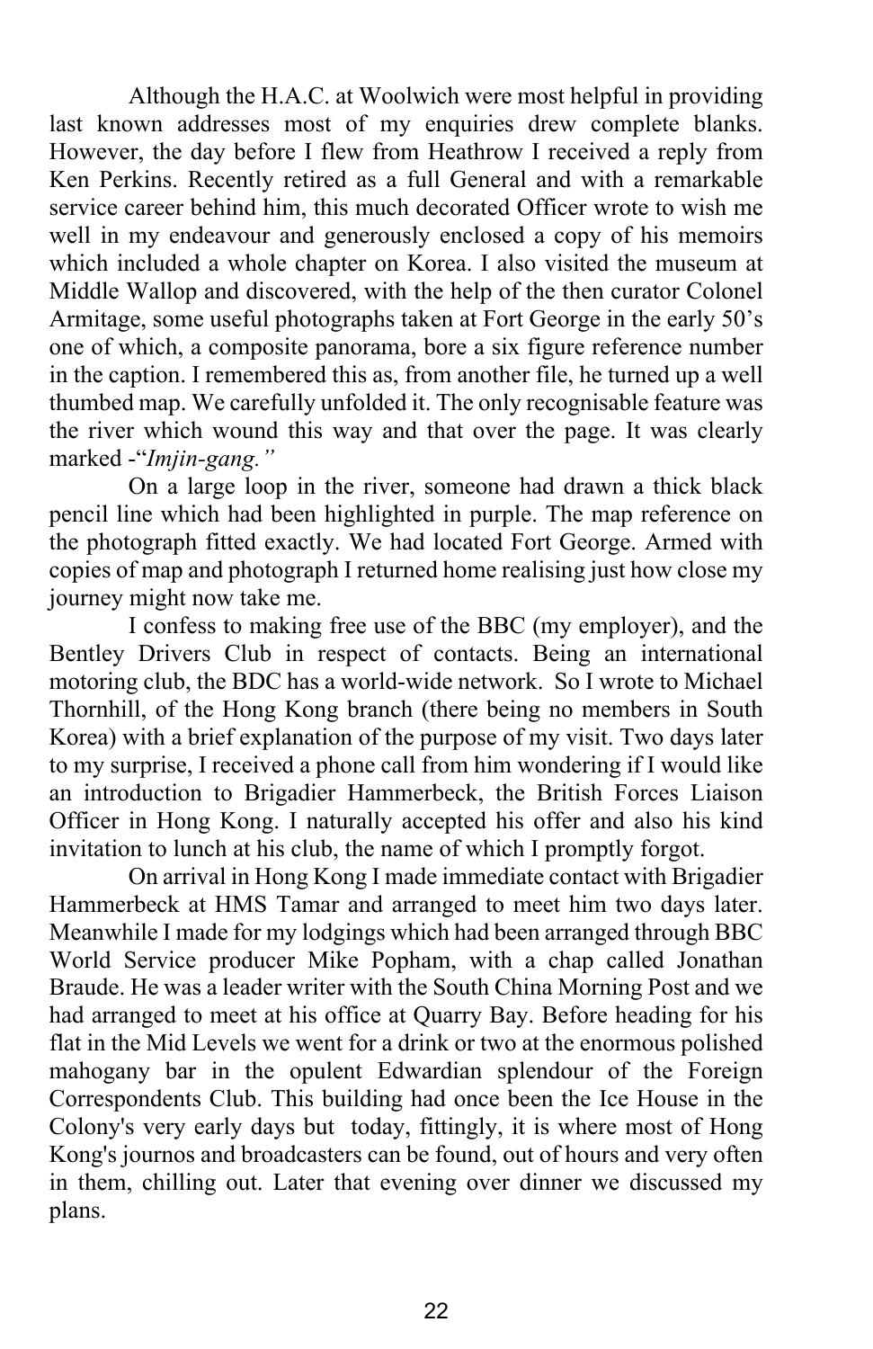Although the H.A.C. at Woolwich were most helpful in providing last known addresses most of my enquiries drew complete blanks. However, the day before I flew from Heathrow I received a reply from Ken Perkins. Recently retired as a full General and with a remarkable service career behind him, this much decorated Officer wrote to wish me well in my endeavour and generously enclosed a copy of his memoirs which included a whole chapter on Korea. I also visited the museum at Middle Wallop and discovered, with the help of the then curator Colonel Armitage, some useful photographs taken at Fort George in the early 50's one of which, a composite panorama, bore a six figure reference number in the caption. I remembered this as, from another file, he turned up a well thumbed map. We carefully unfolded it. The only recognisable feature was the river which wound this way and that over the page. It was clearly marked -"*Imjin-gang.*"

On a large loop in the river, someone had drawn a thick black pencil line which had been highlighted in purple. The map reference on the photograph fitted exactly. We had located Fort George. Armed with copies of map and photograph I returned home realising just how close my journey might now take me.

I confess to making free use of the BBC (my employer), and the Bentley Drivers Club in respect of contacts. Being an international motoring club, the BDC has a world-wide network. So I wrote to Michael Thornhill, of the Hong Kong branch (there being no members in South Korea) with a brief explanation of the purpose of my visit. Two days later to my surprise, I received a phone call from him wondering if I would like an introduction to Brigadier Hammerbeck, the British Forces Liaison Officer in Hong Kong. I naturally accepted his offer and also his kind invitation to lunch at his club, the name of which I promptly forgot.

On arrival in Hong Kong I made immediate contact with Brigadier Hammerbeck at HMS Tamar and arranged to meet him two days later. Meanwhile I made for my lodgings which had been arranged through BBC World Service producer Mike Popham, with a chap called Jonathan Braude. He was a leader writer with the South China Morning Post and we had arranged to meet at his office at Quarry Bay. Before heading for his flat in the Mid Levels we went for a drink or two at the enormous polished mahogany bar in the opulent Edwardian splendour of the Foreign Correspondents Club. This building had once been the Ice House in the Colony's very early days but today, fittingly, it is where most of Hong Kong's journos and broadcasters can be found, out of hours and very often in them, chilling out. Later that evening over dinner we discussed my plans.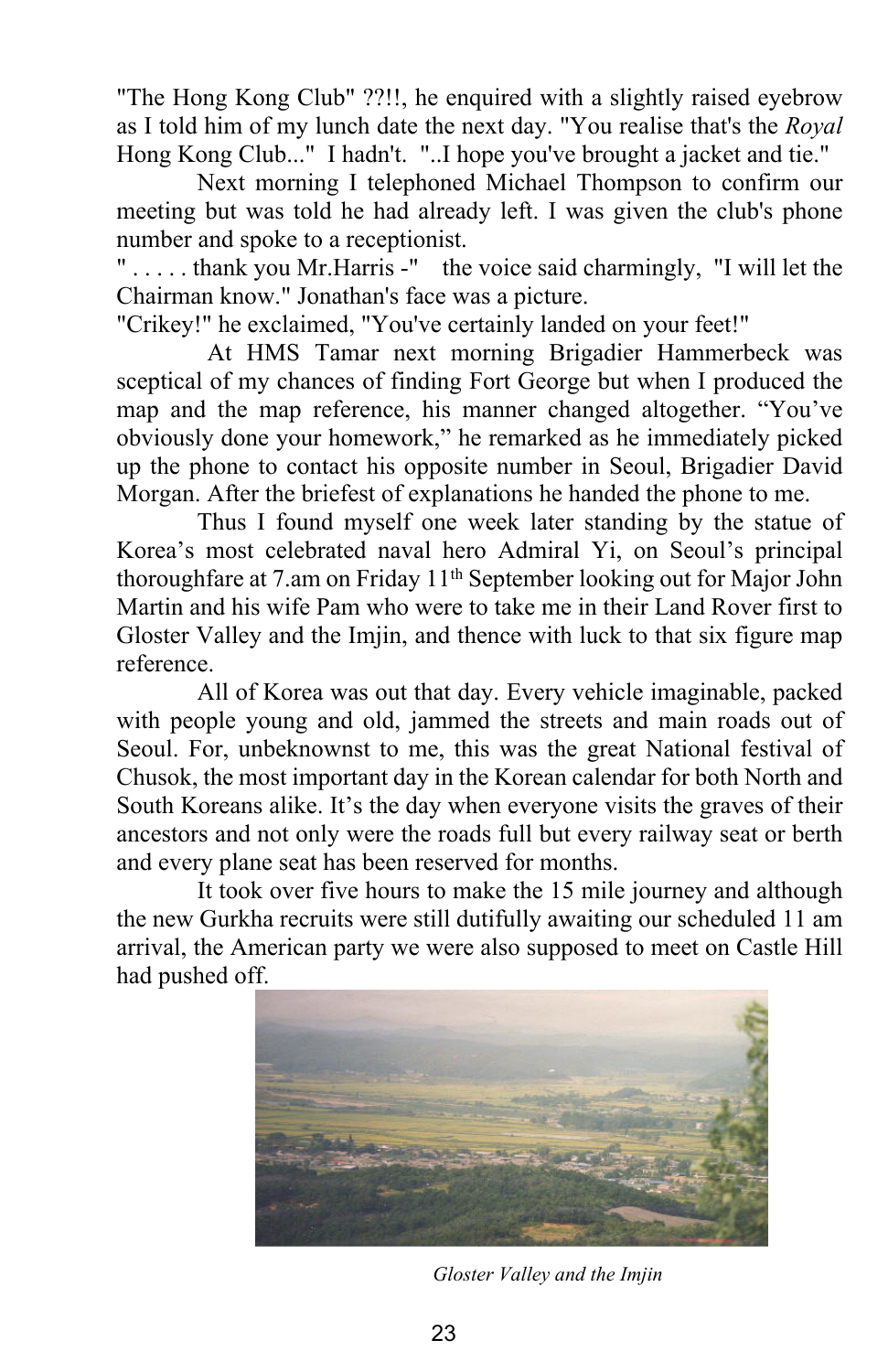"The Hong Kong Club" ??!!, he enquired with a slightly raised eyebrow as I told him of my lunch date the next day. "You realise that's the *Royal* Hong Kong Club..." I hadn't. "..I hope you've brought a jacket and tie."

Next morning I telephoned Michael Thompson to confirm our meeting but was told he had already left. I was given the club's phone number and spoke to a receptionist.

" . . . . . thank you Mr.Harris -" the voice said charmingly, "I will let the Chairman know." Jonathan's face was a picture.

"Crikey!" he exclaimed, "You've certainly landed on your feet!"

At HMS Tamar next morning Brigadier Hammerbeck was sceptical of my chances of finding Fort George but when I produced the map and the map reference, his manner changed altogether. "You've obviously done your homework," he remarked as he immediately picked up the phone to contact his opposite number in Seoul, Brigadier David Morgan. After the briefest of explanations he handed the phone to me.

Thus I found myself one week later standing by the statue of Korea's most celebrated naval hero Admiral Yi, on Seoul's principal thoroughfare at 7.am on Friday 11th September looking out for Major John Martin and his wife Pam who were to take me in their Land Rover first to Gloster Valley and the Imjin, and thence with luck to that six figure map reference.

All of Korea was out that day. Every vehicle imaginable, packed with people young and old, jammed the streets and main roads out of Seoul. For, unbeknownst to me, this was the great National festival of Chusok, the most important day in the Korean calendar for both North and South Koreans alike. It's the day when everyone visits the graves of their ancestors and not only were the roads full but every railway seat or berth and every plane seat has been reserved for months.

It took over five hours to make the 15 mile journey and although the new Gurkha recruits were still dutifully awaiting our scheduled 11 am arrival, the American party we were also supposed to meet on Castle Hill had pushed off.

*Gloster Valley and the Imjin*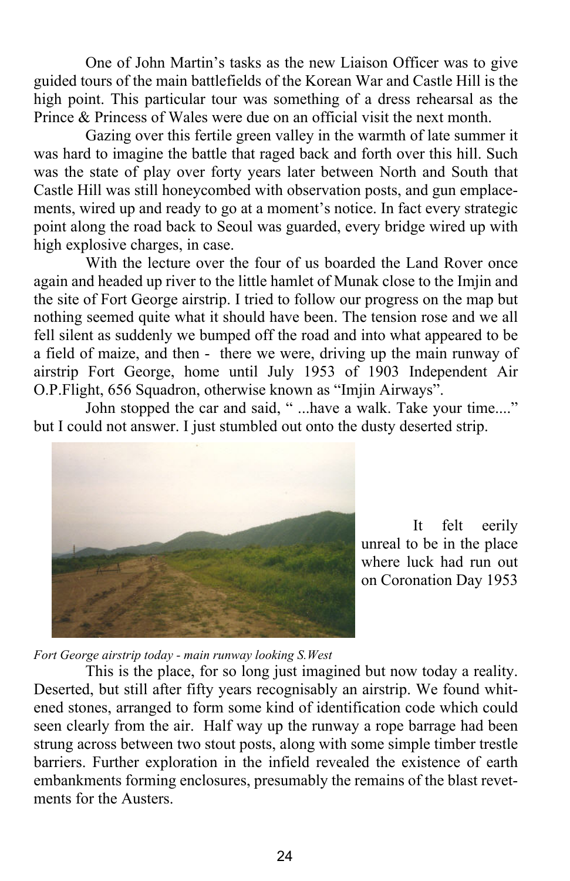One of John Martin's tasks as the new Liaison Officer was to give guided tours of the main battlefields of the Korean War and Castle Hill is the high point. This particular tour was something of a dress rehearsal as the Prince & Princess of Wales were due on an official visit the next month.

Gazing over this fertile green valley in the warmth of late summer it was hard to imagine the battle that raged back and forth over this hill. Such was the state of play over forty years later between North and South that Castle Hill was still honeycombed with observation posts, and gun emplacements, wired up and ready to go at a moment's notice. In fact every strategic point along the road back to Seoul was guarded, every bridge wired up with high explosive charges, in case.

With the lecture over the four of us boarded the Land Rover once again and headed up river to the little hamlet of Munak close to the Imjin and the site of Fort George airstrip. I tried to follow our progress on the map but nothing seemed quite what it should have been. The tension rose and we all fell silent as suddenly we bumped off the road and into what appeared to be a field of maize, and then - there we were, driving up the main runway of airstrip Fort George, home until July 1953 of 1903 Independent Air O.P.Flight, 656 Squadron, otherwise known as "Imjin Airways".

John stopped the car and said, " ...have a walk. Take your time...." but I could not answer. I just stumbled out onto the dusty deserted strip.

It felt eerily unreal to be in the place where luck had run out on Coronation Day 1953

*Fort George airstrip today - main runway looking S.West*

This is the place, for so long just imagined but now today a reality. Deserted, but still after fifty years recognisably an airstrip. We found whitened stones, arranged to form some kind of identification code which could seen clearly from the air. Half way up the runway a rope barrage had been strung across between two stout posts, along with some simple timber trestle barriers. Further exploration in the infield revealed the existence of earth embankments forming enclosures, presumably the remains of the blast revetments for the Austers.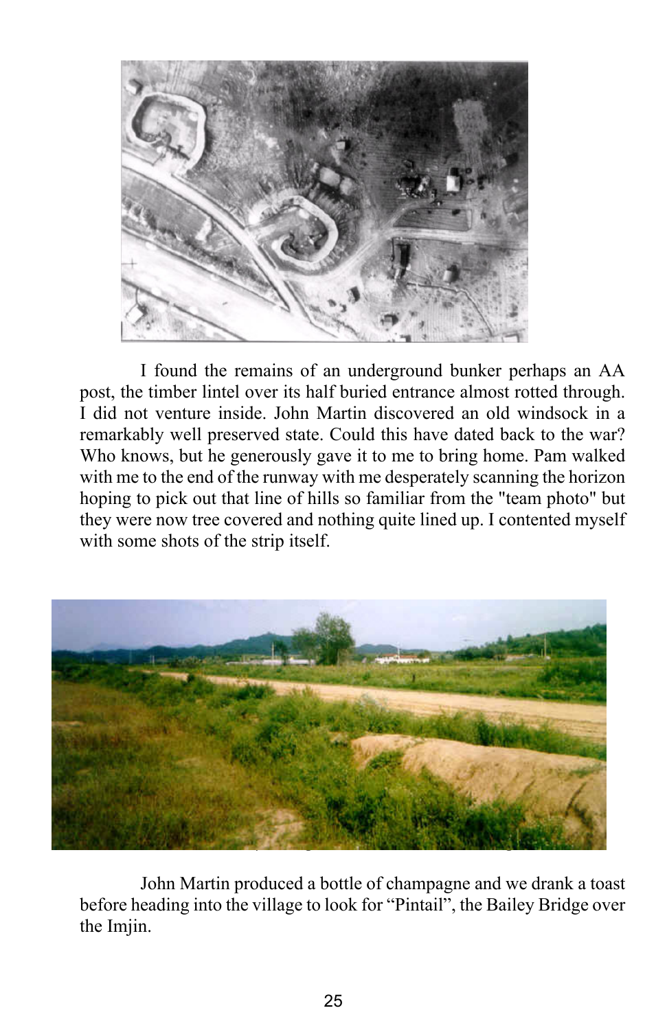I found the remains of an underground bunker perhaps an AA post, the timber lintel over its half buried entrance almost rotted through. I did not venture inside. John Martin discovered an old windsock in a remarkably well preserved state. Could this have dated back to the war? Who knows, but he generously gave it to me to bring home. Pam walked with me to the end of the runway with me desperately scanning the horizon hoping to pick out that line of hills so familiar from the "team photo" but they were now tree covered and nothing quite lined up. I contented myself with some shots of the strip itself.

John Martin produced a bottle of champagne and we drank a toast before heading into the village to look for “Pintail”, the Bailey Bridge over the Imjin.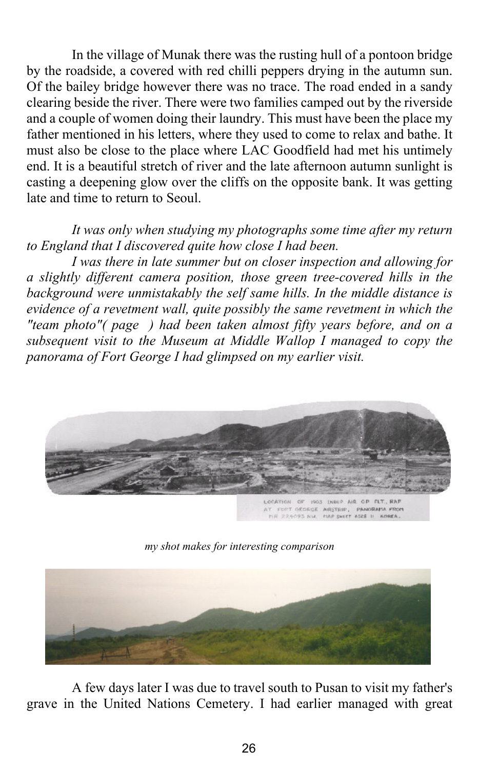In the village of Munak there was the rusting hull of a pontoon bridge by the roadside, a covered with red chilli peppers drying in the autumn sun. Of the bailey bridge however there was no trace. The road ended in a sandy clearing beside the river. There were two families camped out by the riverside and a couple of women doing their laundry. This must have been the place my father mentioned in his letters, where they used to come to relax and bathe. It must also be close to the place where LAC Goodfield had met his untimely end. It is a beautiful stretch of river and the late afternoon autumn sunlight is casting a deepening glow over the cliffs on the opposite bank. It was getting late and time to return to Seoul.

*It was only when studying my photographs some time after my return to England that I discovered quite how close I had been.*

*I was there in late summer but on closer inspection and allowing for a slightly different camera position, those green tree-covered hills in the background were unmistakably the self same hills. In the middle distance is evidence of a revetment wall, quite possibly the same revetment in which the "team photo"( page ) had been taken almost fifty years before, and on a subsequent visit to the Museum at Middle Wallop I managed to copy the panorama of Fort George I had glimpsed on my earlier visit.*

LOCATION OF 1903 INDEP AIR OP FLT., RAF AT FORT GEORGE AIRSTRIP, PANORAMA FROM MR 224093 NW. MAP SHEET 6528 II KOREA.

*my shot makes for interesting comparison*

A few days later I was due to travel south to Pusan to visit my father's grave in the United Nations Cemetery. I had earlier managed with great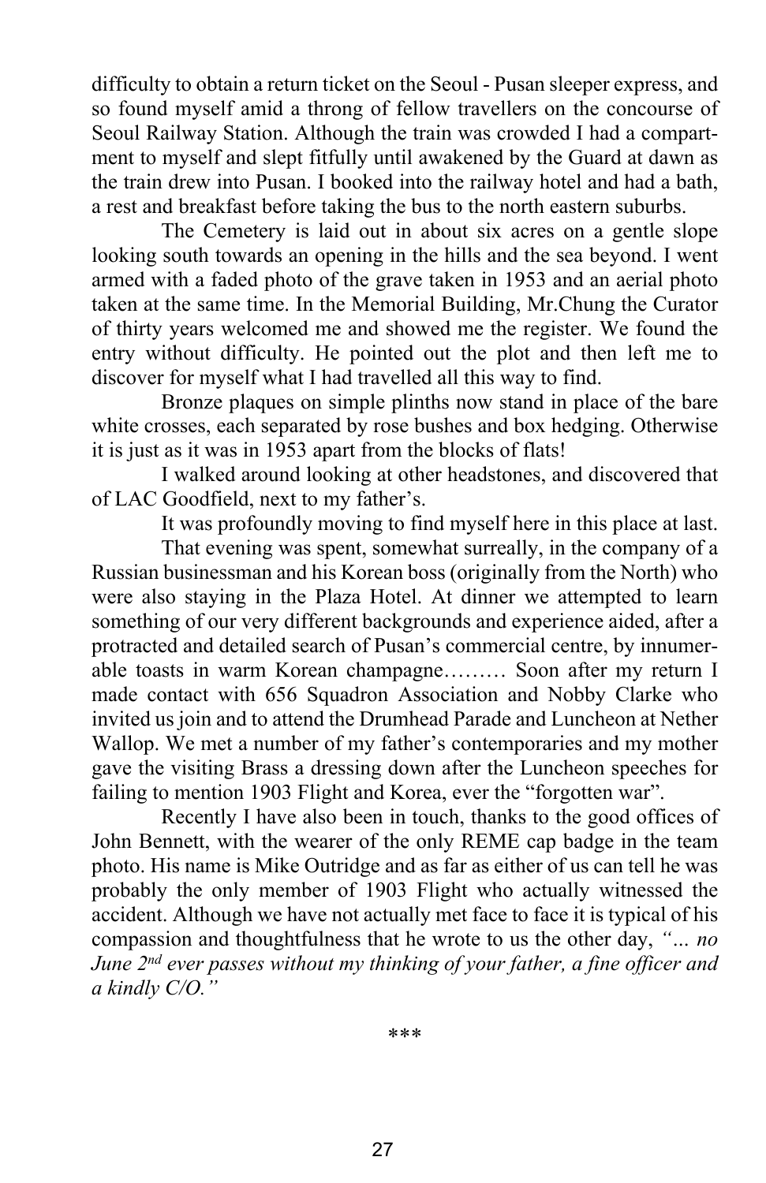difficulty to obtain a return ticket on the Seoul - Pusan sleeper express, and so found myself amid a throng of fellow travellers on the concourse of Seoul Railway Station. Although the train was crowded I had a compartment to myself and slept fitfully until awakened by the Guard at dawn as the train drew into Pusan. I booked into the railway hotel and had a bath, a rest and breakfast before taking the bus to the north eastern suburbs.

The Cemetery is laid out in about six acres on a gentle slope looking south towards an opening in the hills and the sea beyond. I went armed with a faded photo of the grave taken in 1953 and an aerial photo taken at the same time. In the Memorial Building, Mr.Chung the Curator of thirty years welcomed me and showed me the register. We found the entry without difficulty. He pointed out the plot and then left me to discover for myself what I had travelled all this way to find.

Bronze plaques on simple plinths now stand in place of the bare white crosses, each separated by rose bushes and box hedging. Otherwise it is just as it was in 1953 apart from the blocks of flats!

I walked around looking at other headstones, and discovered that of LAC Goodfield, next to my father's.

It was profoundly moving to find myself here in this place at last.

That evening was spent, somewhat surreally, in the company of a Russian businessman and his Korean boss (originally from the North) who were also staying in the Plaza Hotel. At dinner we attempted to learn something of our very different backgrounds and experience aided, after a protracted and detailed search of Pusan's commercial centre, by innumerable toasts in warm Korean champagne……… Soon after my return I made contact with 656 Squadron Association and Nobby Clarke who invited us join and to attend the Drumhead Parade and Luncheon at Nether Wallop. We met a number of my father's contemporaries and my mother gave the visiting Brass a dressing down after the Luncheon speeches for failing to mention 1903 Flight and Korea, ever the "forgotten war".

Recently I have also been in touch, thanks to the good offices of John Bennett, with the wearer of the only REME cap badge in the team photo. His name is Mike Outridge and as far as either of us can tell he was probably the only member of 1903 Flight who actually witnessed the accident. Although we have not actually met face to face it is typical of his compassion and thoughtfulness that he wrote to us the other day, *"... no June 2nd ever passes without my thinking of your father, a fine officer and a kindly C/O."*

\*\*\*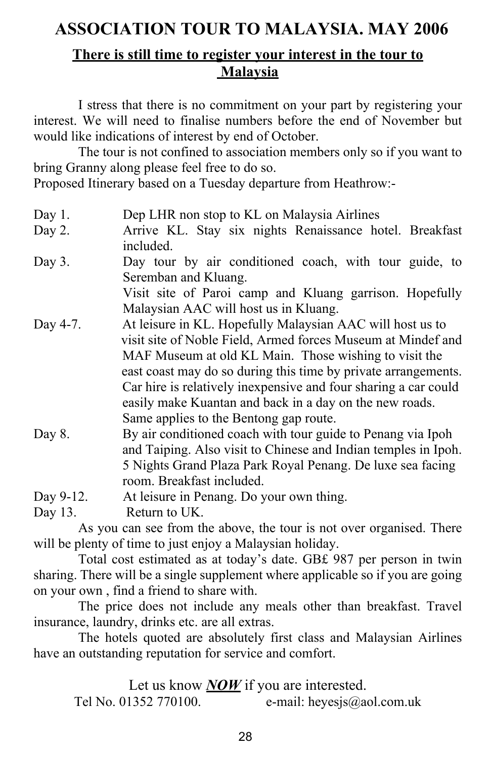# ASSOCIATION TOUR TO MALAYSIA. MAY 2006

## There is still time to register your interest in the tour to Malaysia

I stress that there is no commitment on your part by registering your interest. We will need to finalise numbers before the end of November but would like indications of interest by end of October.

The tour is not confined to association members only so if you want to bring Granny along please feel free to do so.

Proposed Itinerary based on a Tuesday departure from Heathrow:-

| | |
|---|---|
| Day 1. | Dep LHR non stop to KL on Malaysia Airlines |
| Day 2. | Arrive KL. Stay six nights Renaissance hotel. Breakfast included. |
| Day 3. | Day tour by air conditioned coach, with tour guide, to Seremban and Kluang. Visit site of Paroi camp and Kluang garrison. Hopefully Malaysian AAC will host us in Kluang. |
| Day 4-7. | At leisure in KL. Hopefully Malaysian AAC will host us to visit site of Noble Field, Armed forces Museum at Mindef and MAF Museum at old KL Main. Those wishing to visit the east coast may do so during this time by private arrangements. Car hire is relatively inexpensive and four sharing a car could easily make Kuantan and back in a day on the new roads. Same applies to the Bentong gap route. |
| Day 8. | By air conditioned coach with tour guide to Penang via Ipoh and Taiping. Also visit to Chinese and Indian temples in Ipoh. 5 Nights Grand Plaza Park Royal Penang. De luxe sea facing room. Breakfast included. |
| Day 9-12. | At leisure in Penang. Do your own thing. |
| Day 13. | Return to UK. |

As you can see from the above, the tour is not over organised. There will be plenty of time to just enjoy a Malaysian holiday.

Total cost estimated as at today's date. GB£ 987 per person in twin sharing. There will be a single supplement where applicable so if you are going on your own , find a friend to share with.

The price does not include any meals other than breakfast. Travel insurance, laundry, drinks etc. are all extras.

The hotels quoted are absolutely first class and Malaysian Airlines have an outstanding reputation for service and comfort.

Let us know ***NOW*** if you are interested.

Tel No. 01352 770100. e-mail: heyesjs@aol.com.uk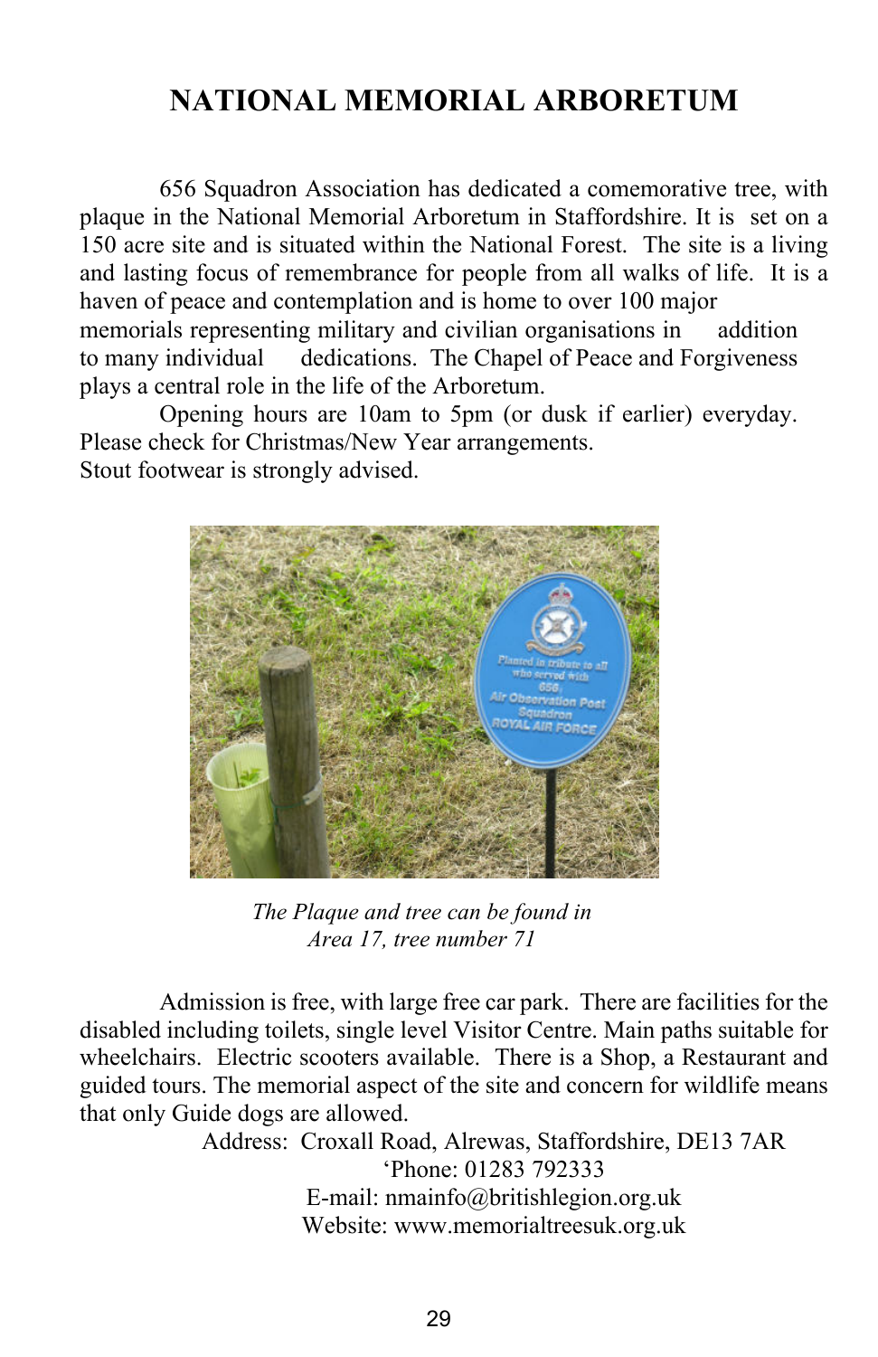# NATIONAL MEMORIAL ARBORETUM

656 Squadron Association has dedicated a comemorative tree, with plaque in the National Memorial Arboretum in Staffordshire. It is set on a 150 acre site and is situated within the National Forest. The site is a living and lasting focus of remembrance for people from all walks of life. It is a haven of peace and contemplation and is home to over 100 major memorials representing military and civilian organisations in addition to many individual dedications. The Chapel of Peace and Forgiveness plays a central role in the life of the Arboretum.

Opening hours are 10am to 5pm (or dusk if earlier) everyday. Please check for Christmas/New Year arrangements.
Stout footwear is strongly advised.

*The Plaque and tree can be found in Area 17, tree number 71*

Admission is free, with large free car park. There are facilities for the disabled including toilets, single level Visitor Centre. Main paths suitable for wheelchairs. Electric scooters available. There is a Shop, a Restaurant and guided tours. The memorial aspect of the site and concern for wildlife means that only Guide dogs are allowed.

Address: Croxall Road, Alrewas, Staffordshire, DE13 7AR
'Phone: 01283 792333
E-mail: nmainfo@britishlegion.org.uk
Website: www.memorialtreesuk.org.uk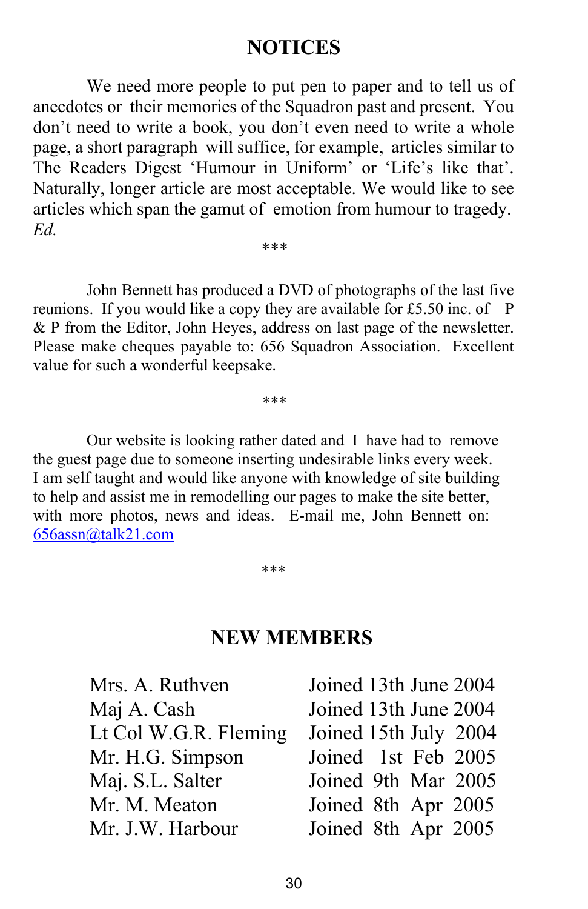# NOTICES

We need more people to put pen to paper and to tell us of anecdotes or their memories of the Squadron past and present. You don't need to write a book, you don't even need to write a whole page, a short paragraph will suffice, for example, articles similar to The Readers Digest 'Humour in Uniform' or 'Life's like that'. Naturally, longer article are most acceptable. We would like to see articles which span the gamut of emotion from humour to tragedy. *Ed.*

\*\*\*

John Bennett has produced a DVD of photographs of the last five reunions. If you would like a copy they are available for £5.50 inc. of P & P from the Editor, John Heyes, address on last page of the newsletter. Please make cheques payable to: 656 Squadron Association. Excellent value for such a wonderful keepsake.

\*\*\*

Our website is looking rather dated and I have had to remove the guest page due to someone inserting undesirable links every week. I am self taught and would like anyone with knowledge of site building to help and assist me in remodelling our pages to make the site better, with more photos, news and ideas. E-mail me, John Bennett on: 656assn@talk21.com

\*\*\*

# NEW MEMBERS

| | |
|---|---|
| Mrs. A. Ruthven | Joined 13th June 2004 |
| Maj A. Cash | Joined 13th June 2004 |
| Lt Col W.G.R. Fleming | Joined 15th July 2004 |
| Mr. H.G. Simpson | Joined 1st Feb 2005 |
| Maj. S.L. Salter | Joined 9th Mar 2005 |
| Mr. M. Meaton | Joined 8th Apr 2005 |
| Mr. J.W. Harbour | Joined 8th Apr 2005 |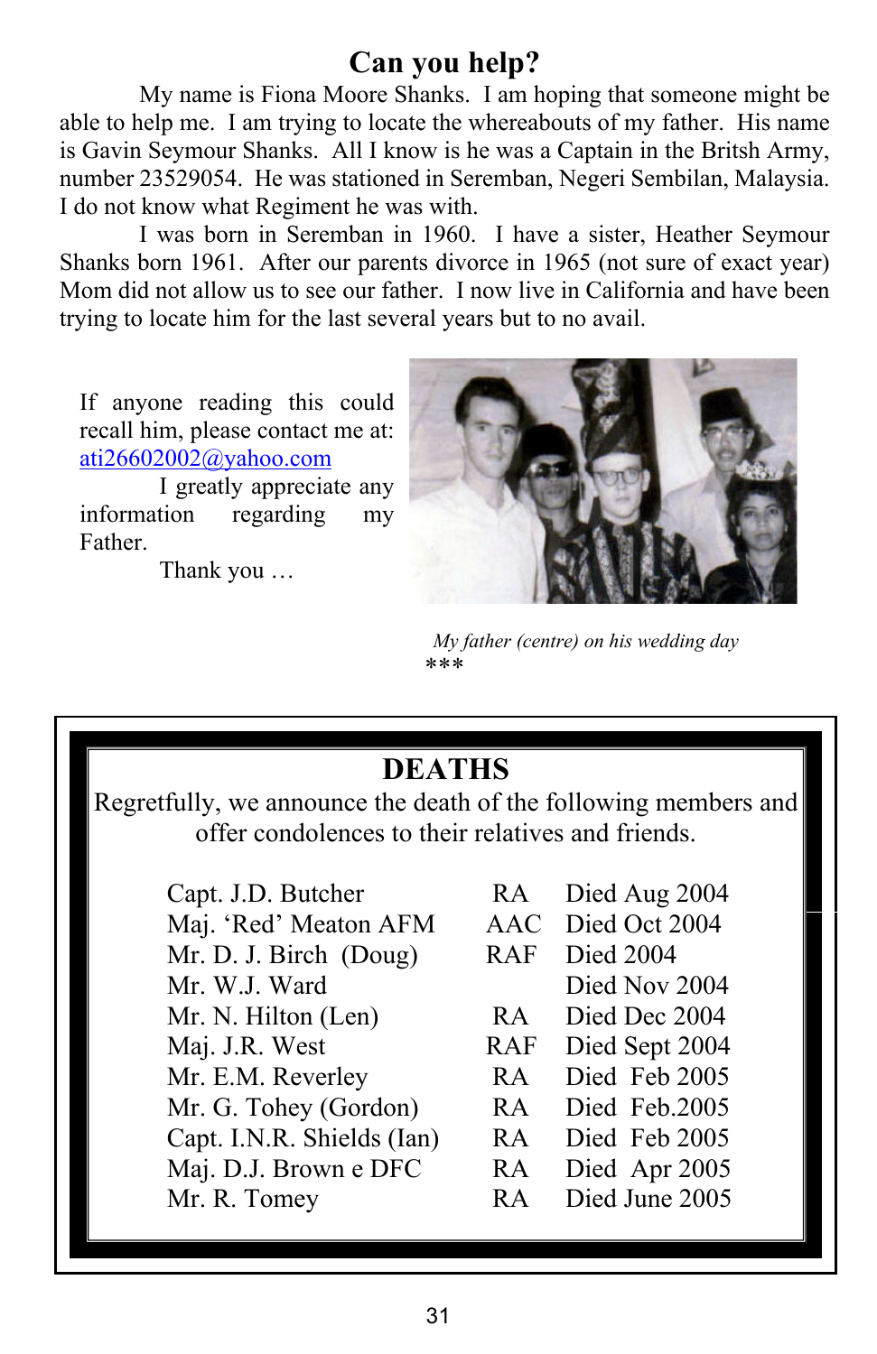## Can you help?

My name is Fiona Moore Shanks. I am hoping that someone might be able to help me. I am trying to locate the whereabouts of my father. His name is Gavin Seymour Shanks. All I know is he was a Captain in the Britsh Army, number 23529054. He was stationed in Seremban, Negeri Sembilan, Malaysia. I do not know what Regiment he was with.

I was born in Seremban in 1960. I have a sister, Heather Seymour Shanks born 1961. After our parents divorce in 1965 (not sure of exact year) Mom did not allow us to see our father. I now live in California and have been trying to locate him for the last several years but to no avail.

If anyone reading this could recall him, please contact me at: ati26602002@yahoo.com

I greatly appreciate any information regarding my Father.

Thank you …

*My father (centre) on his wedding day*

***

## DEATHS

Regretfully, we announce the death of the following members and offer condolences to their relatives and friends.

| | | |
|---|---|---|
| Capt. J.D. Butcher | RA | Died Aug 2004 |
| Maj. 'Red' Meaton AFM | AAC | Died Oct 2004 |
| Mr. D. J. Birch (Doug) | RAF | Died 2004 |
| Mr. W.J. Ward | | Died Nov 2004 |
| Mr. N. Hilton (Len) | RA | Died Dec 2004 |
| Maj. J.R. West | RAF | Died Sept 2004 |
| Mr. E.M. Reverley | RA | Died Feb 2005 |
| Mr. G. Tohey (Gordon) | RA | Died Feb.2005 |
| Capt. I.N.R. Shields (Ian) | RA | Died Feb 2005 |
| Maj. D.J. Brown e DFC | RA | Died Apr 2005 |
| Mr. R. Tomey | RA | Died June 2005 |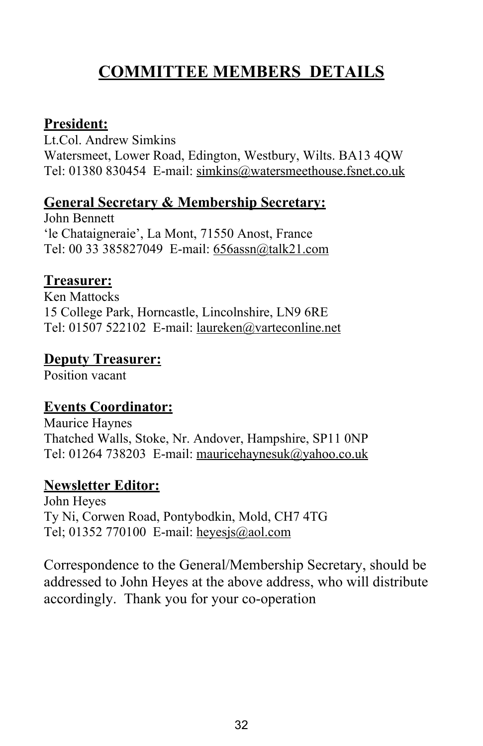# COMMITTEE MEMBERS  DETAILS

**President:**
Lt.Col. Andrew Simkins
Watersmeet, Lower Road, Edington, Westbury, Wilts. BA13 4QW
Tel: 01380 830454  E-mail: simkins@watersmeethouse.fsnet.co.uk

**General Secretary & Membership Secretary:**
John Bennett
'le Chataigneraie', La Mont, 71550 Anost, France
Tel: 00 33 385827049  E-mail: 656assn@talk21.com

**Treasurer:**
Ken Mattocks
15 College Park, Horncastle, Lincolnshire, LN9 6RE
Tel: 01507 522102  E-mail: laureken@varteconline.net

**Deputy Treasurer:**
Position vacant

**Events Coordinator:**
Maurice Haynes
Thatched Walls, Stoke, Nr. Andover, Hampshire, SP11 0NP
Tel: 01264 738203  E-mail: mauricehaynesuk@yahoo.co.uk

**Newsletter Editor:**
John Heyes
Ty Ni, Corwen Road, Pontybodkin, Mold, CH7 4TG
Tel; 01352 770100  E-mail: heyesjs@aol.com

Correspondence to the General/Membership Secretary, should be addressed to John Heyes at the above address, who will distribute accordingly.  Thank you for your co-operation